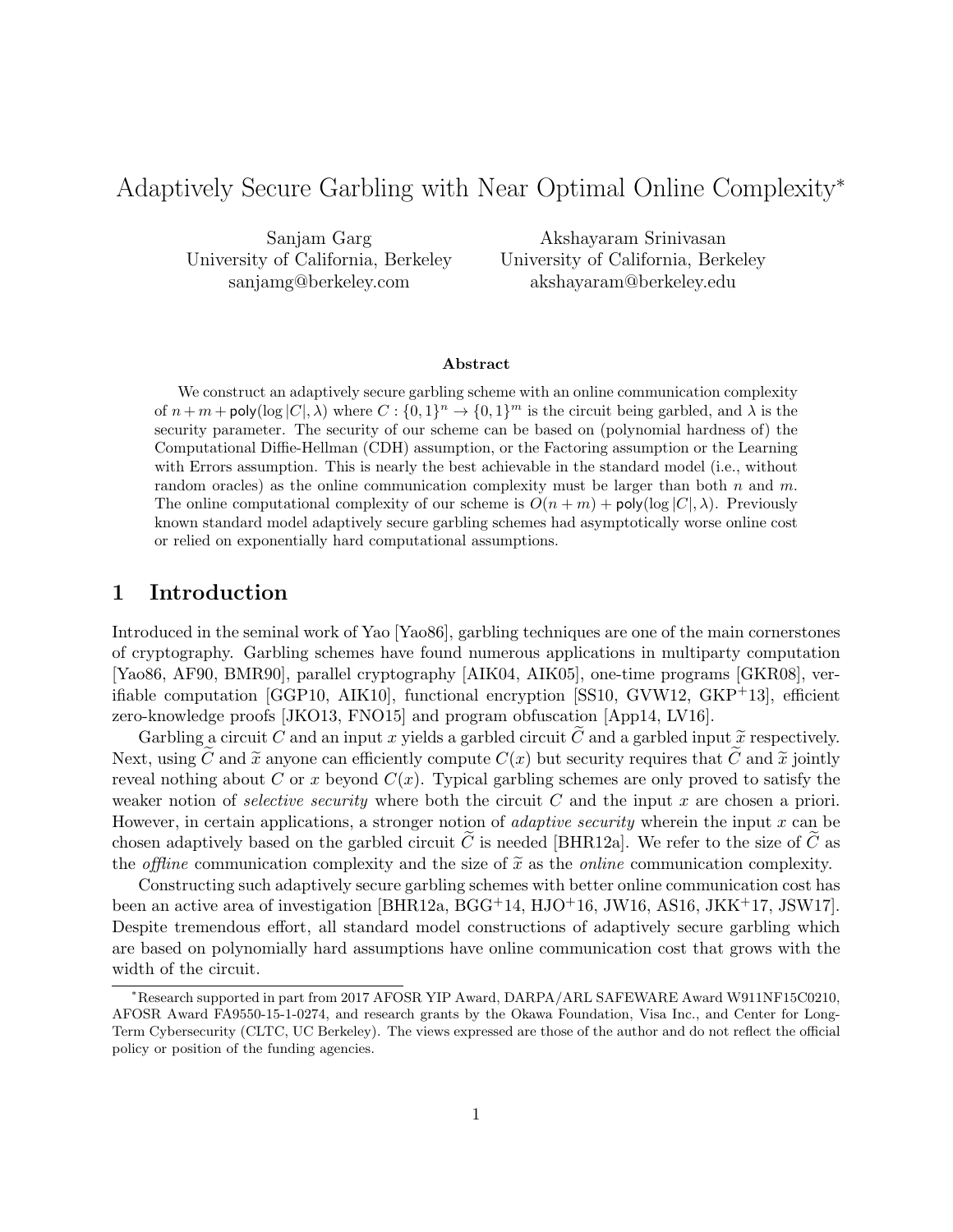# Adaptively Secure Garbling with Near Optimal Online Complexity*

Sanjam Garg
University of California, Berkeley
sanjamg@berkeley.com

Akshayaram Srinivasan
University of California, Berkeley
akshayaram@berkeley.edu

### Abstract

We construct an adaptively secure garbling scheme with an online communication complexity of $n + m + \mathsf{poly}(\log |C|, \lambda)$ where $C : \{0,1\}^n \to \{0,1\}^m$ is the circuit being garbled, and $\lambda$ is the security parameter. The security of our scheme can be based on (polynomial hardness of) the Computational Diffie-Hellman (CDH) assumption, or the Factoring assumption or the Learning with Errors assumption. This is nearly the best achievable in the standard model (i.e., without random oracles) as the online communication complexity must be larger than both $n$ and $m$. The online computational complexity of our scheme is $O(n + m) + \mathsf{poly}(\log |C|, \lambda)$. Previously known standard model adaptively secure garbling schemes had asymptotically worse online cost or relied on exponentially hard computational assumptions.

## 1 Introduction

Introduced in the seminal work of Yao [Yao86], garbling techniques are one of the main cornerstones of cryptography. Garbling schemes have found numerous applications in multiparty computation [Yao86, AF90, BMR90], parallel cryptography [AIK04, AIK05], one-time programs [GKR08], verifiable computation [GGP10, AIK10], functional encryption [SS10, GVW12, GKP+13], efficient zero-knowledge proofs [JKO13, FNO15] and program obfuscation [App14, LV16].

Garbling a circuit $C$ and an input $x$ yields a garbled circuit $\widetilde{C}$ and a garbled input $\widetilde{x}$ respectively. Next, using $\widetilde{C}$ and $\widetilde{x}$ anyone can efficiently compute $C(x)$ but security requires that $\widetilde{C}$ and $\widetilde{x}$ jointly reveal nothing about $C$ or $x$ beyond $C(x)$. Typical garbling schemes are only proved to satisfy the weaker notion of *selective security* where both the circuit $C$ and the input $x$ are chosen a priori. However, in certain applications, a stronger notion of *adaptive security* wherein the input $x$ can be chosen adaptively based on the garbled circuit $\widetilde{C}$ is needed [BHR12a]. We refer to the size of $\widetilde{C}$ as the *offline* communication complexity and the size of $\widetilde{x}$ as the *online* communication complexity.

Constructing such adaptively secure garbling schemes with better online communication cost has been an active area of investigation [BHR12a, BGG+14, HJO+16, JW16, AS16, JKK+17, JSW17]. Despite tremendous effort, all standard model constructions of adaptively secure garbling which are based on polynomially hard assumptions have online communication cost that grows with the width of the circuit.

*Research supported in part from 2017 AFOSR YIP Award, DARPA/ARL SAFEWARE Award W911NF15C0210, AFOSR Award FA9550-15-1-0274, and research grants by the Okawa Foundation, Visa Inc., and Center for Long-Term Cybersecurity (CLTC, UC Berkeley). The views expressed are those of the author and do not reflect the official policy or position of the funding agencies.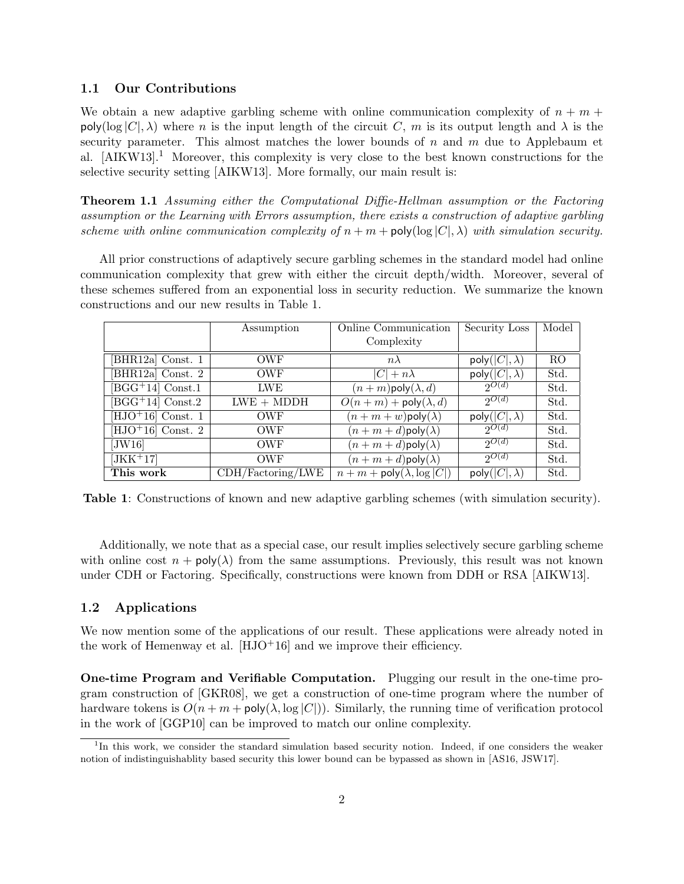## 1.1 Our Contributions

We obtain a new adaptive garbling scheme with online communication complexity of $n + m + \mathsf{poly}(\log |C|, \lambda)$ where $n$ is the input length of the circuit $C$, $m$ is its output length and $\lambda$ is the security parameter. This almost matches the lower bounds of $n$ and $m$ due to Applebaum et al. [AIKW13].[1] Moreover, this complexity is very close to the best known constructions for the selective security setting [AIKW13]. More formally, our main result is:

**Theorem 1.1** *Assuming either the Computational Diffie-Hellman assumption or the Factoring assumption or the Learning with Errors assumption, there exists a construction of adaptive garbling scheme with online communication complexity of $n + m + \mathsf{poly}(\log |C|, \lambda)$ with simulation security.*

All prior constructions of adaptively secure garbling schemes in the standard model had online communication complexity that grew with either the circuit depth/width. Moreover, several of these schemes suffered from an exponential loss in security reduction. We summarize the known constructions and our new results in Table 1.

| | Assumption | Online Communication Complexity | Security Loss | Model |
|---|---|---|---|---|
| [BHR12a] Const. 1 | OWF | $n\lambda$ | $\mathsf{poly}(\lvert C\rvert, \lambda)$ | RO |
| [BHR12a] Const. 2 | OWF | $\lvert C\rvert + n\lambda$ | $\mathsf{poly}(\lvert C\rvert, \lambda)$ | Std. |
| [BGG+14] Const.1 | LWE | $(n+m)\mathsf{poly}(\lambda, d)$ | $2^{O(d)}$ | Std. |
| [BGG+14] Const.2 | LWE + MDDH | $O(n+m) + \mathsf{poly}(\lambda, d)$ | $2^{O(d)}$ | Std. |
| [HJO+16] Const. 1 | OWF | $(n+m+w)\mathsf{poly}(\lambda)$ | $\mathsf{poly}(\lvert C\rvert, \lambda)$ | Std. |
| [HJO+16] Const. 2 | OWF | $(n+m+d)\mathsf{poly}(\lambda)$ | $2^{O(d)}$ | Std. |
| [JW16] | OWF | $(n+m+d)\mathsf{poly}(\lambda)$ | $2^{O(d)}$ | Std. |
| [JKK+17] | OWF | $(n+m+d)\mathsf{poly}(\lambda)$ | $2^{O(d)}$ | Std. |
| **This work** | CDH/Factoring/LWE | $n+m+\mathsf{poly}(\lambda, \log \lvert C\rvert)$ | $\mathsf{poly}(\lvert C\rvert, \lambda)$ | Std. |

**Table 1**: Constructions of known and new adaptive garbling schemes (with simulation security).

Additionally, we note that as a special case, our result implies selectively secure garbling scheme with online cost $n + \mathsf{poly}(\lambda)$ from the same assumptions. Previously, this result was not known under CDH or Factoring. Specifically, constructions were known from DDH or RSA [AIKW13].

## 1.2 Applications

We now mention some of the applications of our result. These applications were already noted in the work of Hemenway et al. [HJO+16] and we improve their efficiency.

**One-time Program and Verifiable Computation.** Plugging our result in the one-time program construction of [GKR08], we get a construction of one-time program where the number of hardware tokens is $O(n + m + \mathsf{poly}(\lambda, \log |C|))$. Similarly, the running time of verification protocol in the work of [GGP10] can be improved to match our online complexity.

[1] In this work, we consider the standard simulation based security notion. Indeed, if one considers the weaker notion of indistinguishablity based security this lower bound can be bypassed as shown in [AS16, JSW17].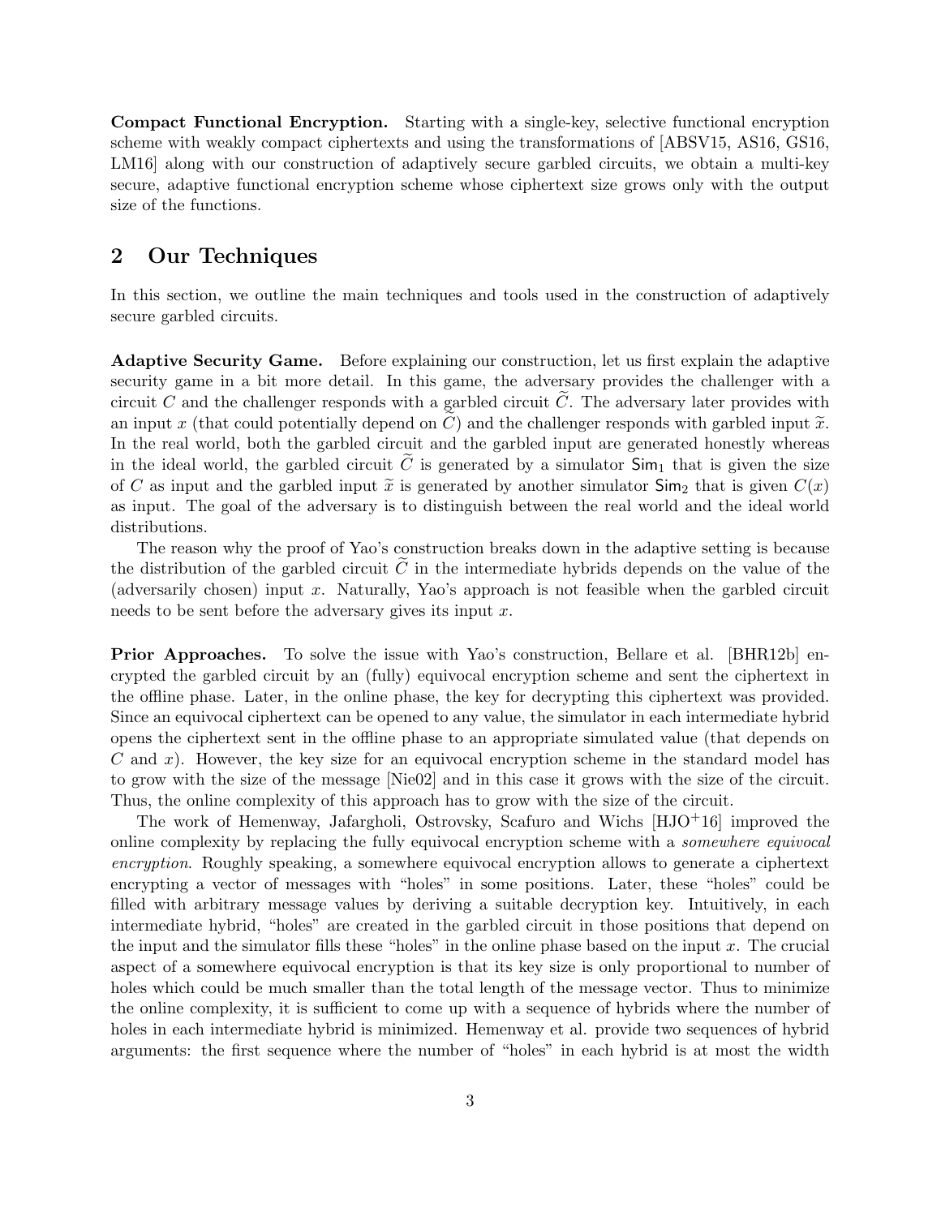**Compact Functional Encryption.** Starting with a single-key, selective functional encryption scheme with weakly compact ciphertexts and using the transformations of [ABSV15, AS16, GS16, LM16] along with our construction of adaptively secure garbled circuits, we obtain a multi-key secure, adaptive functional encryption scheme whose ciphertext size grows only with the output size of the functions.

## 2 Our Techniques

In this section, we outline the main techniques and tools used in the construction of adaptively secure garbled circuits.

**Adaptive Security Game.** Before explaining our construction, let us first explain the adaptive security game in a bit more detail. In this game, the adversary provides the challenger with a circuit $C$ and the challenger responds with a garbled circuit $\widetilde{C}$. The adversary later provides with an input $x$ (that could potentially depend on $\widetilde{C}$) and the challenger responds with garbled input $\widetilde{x}$. In the real world, both the garbled circuit and the garbled input are generated honestly whereas in the ideal world, the garbled circuit $\widetilde{C}$ is generated by a simulator $\mathsf{Sim}_1$ that is given the size of $C$ as input and the garbled input $\widetilde{x}$ is generated by another simulator $\mathsf{Sim}_2$ that is given $C(x)$ as input. The goal of the adversary is to distinguish between the real world and the ideal world distributions.

The reason why the proof of Yao's construction breaks down in the adaptive setting is because the distribution of the garbled circuit $\widetilde{C}$ in the intermediate hybrids depends on the value of the (adversarially chosen) input $x$. Naturally, Yao's approach is not feasible when the garbled circuit needs to be sent before the adversary gives its input $x$.

**Prior Approaches.** To solve the issue with Yao's construction, Bellare et al. [BHR12b] encrypted the garbled circuit by an (fully) equivocal encryption scheme and sent the ciphertext in the offline phase. Later, in the online phase, the key for decrypting this ciphertext was provided. Since an equivocal ciphertext can be opened to any value, the simulator in each intermediate hybrid opens the ciphertext sent in the offline phase to an appropriate simulated value (that depends on $C$ and $x$). However, the key size for an equivocal encryption scheme in the standard model has to grow with the size of the message [Nie02] and in this case it grows with the size of the circuit. Thus, the online complexity of this approach has to grow with the size of the circuit.

The work of Hemenway, Jafargholi, Ostrovsky, Scafuro and Wichs [HJO+16] improved the online complexity by replacing the fully equivocal encryption scheme with a *somewhere equivocal encryption*. Roughly speaking, a somewhere equivocal encryption allows to generate a ciphertext encrypting a vector of messages with "holes" in some positions. Later, these "holes" could be filled with arbitrary message values by deriving a suitable decryption key. Intuitively, in each intermediate hybrid, "holes" are created in the garbled circuit in those positions that depend on the input and the simulator fills these "holes" in the online phase based on the input $x$. The crucial aspect of a somewhere equivocal encryption is that its key size is only proportional to number of holes which could be much smaller than the total length of the message vector. Thus to minimize the online complexity, it is sufficient to come up with a sequence of hybrids where the number of holes in each intermediate hybrid is minimized. Hemenway et al. provide two sequences of hybrid arguments: the first sequence where the number of "holes" in each hybrid is at most the width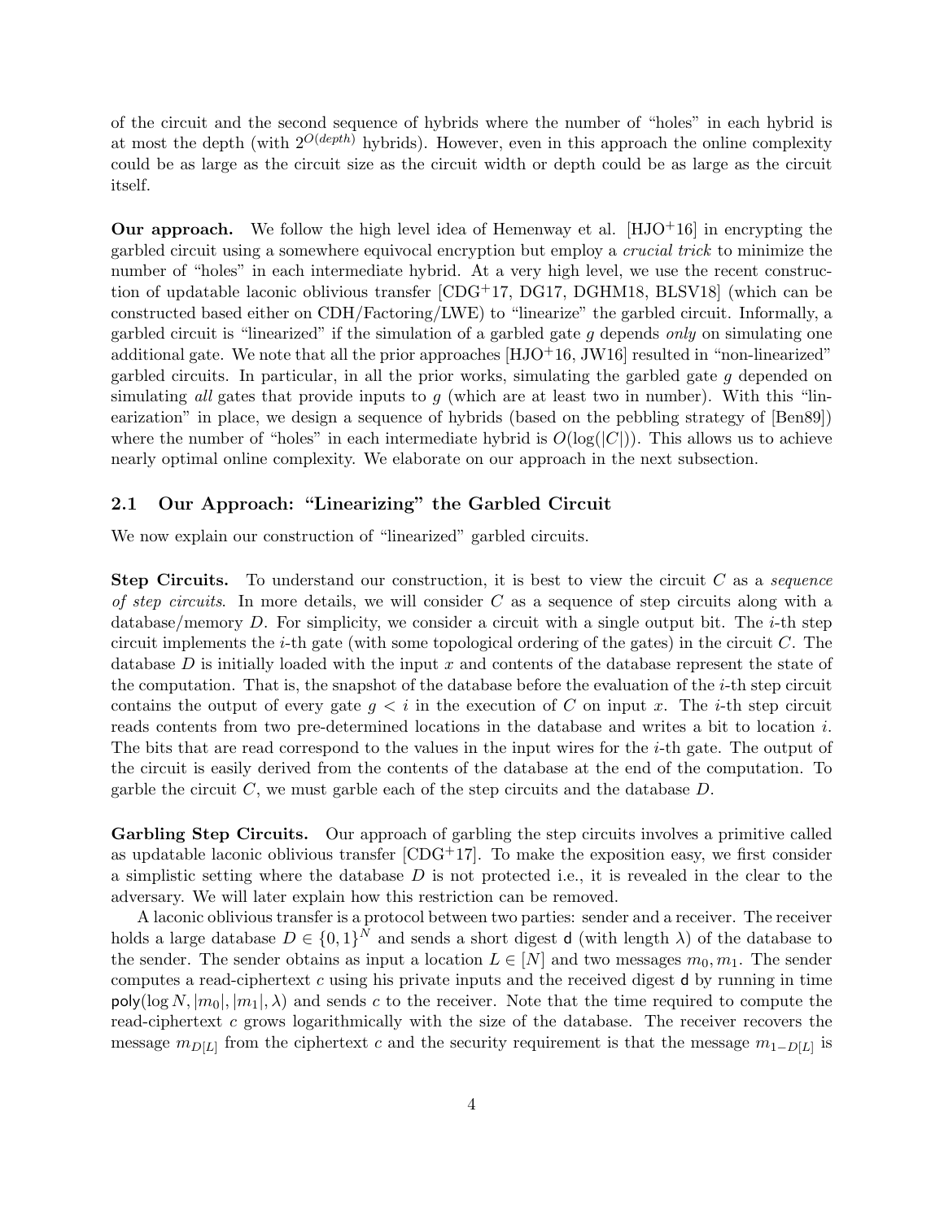of the circuit and the second sequence of hybrids where the number of "holes" in each hybrid is at most the depth (with $2^{O(depth)}$ hybrids). However, even in this approach the online complexity could be as large as the circuit size as the circuit width or depth could be as large as the circuit itself.

**Our approach.** We follow the high level idea of Hemenway et al. [HJO+16] in encrypting the garbled circuit using a somewhere equivocal encryption but employ a *crucial trick* to minimize the number of "holes" in each intermediate hybrid. At a very high level, we use the recent construction of updatable laconic oblivious transfer [CDG+17, DG17, DGHM18, BLSV18] (which can be constructed based either on CDH/Factoring/LWE) to "linearize" the garbled circuit. Informally, a garbled circuit is "linearized" if the simulation of a garbled gate $g$ depends *only* on simulating one additional gate. We note that all the prior approaches [HJO+16, JW16] resulted in "non-linearized" garbled circuits. In particular, in all the prior works, simulating the garbled gate $g$ depended on simulating *all* gates that provide inputs to $g$ (which are at least two in number). With this "linearization" in place, we design a sequence of hybrids (based on the pebbling strategy of [Ben89]) where the number of "holes" in each intermediate hybrid is $O(\log(|C|))$. This allows us to achieve nearly optimal online complexity. We elaborate on our approach in the next subsection.

## 2.1 Our Approach: "Linearizing" the Garbled Circuit

We now explain our construction of "linearized" garbled circuits.

**Step Circuits.** To understand our construction, it is best to view the circuit $C$ as a *sequence of step circuits*. In more details, we will consider $C$ as a sequence of step circuits along with a database/memory $D$. For simplicity, we consider a circuit with a single output bit. The $i$-th step circuit implements the $i$-th gate (with some topological ordering of the gates) in the circuit $C$. The database $D$ is initially loaded with the input $x$ and contents of the database represent the state of the computation. That is, the snapshot of the database before the evaluation of the $i$-th step circuit contains the output of every gate $g < i$ in the execution of $C$ on input $x$. The $i$-th step circuit reads contents from two pre-determined locations in the database and writes a bit to location $i$. The bits that are read correspond to the values in the input wires for the $i$-th gate. The output of the circuit is easily derived from the contents of the database at the end of the computation. To garble the circuit $C$, we must garble each of the step circuits and the database $D$.

**Garbling Step Circuits.** Our approach of garbling the step circuits involves a primitive called as updatable laconic oblivious transfer [CDG+17]. To make the exposition easy, we first consider a simplistic setting where the database $D$ is not protected i.e., it is revealed in the clear to the adversary. We will later explain how this restriction can be removed.

A laconic oblivious transfer is a protocol between two parties: sender and a receiver. The receiver holds a large database $D \in \{0,1\}^N$ and sends a short digest $\mathsf{d}$ (with length $\lambda$) of the database to the sender. The sender obtains as input a location $L \in [N]$ and two messages $m_0, m_1$. The sender computes a read-ciphertext $c$ using his private inputs and the received digest $\mathsf{d}$ by running in time $\mathsf{poly}(\log N, |m_0|, |m_1|, \lambda)$ and sends $c$ to the receiver. Note that the time required to compute the read-ciphertext $c$ grows logarithmically with the size of the database. The receiver recovers the message $m_{D[L]}$ from the ciphertext $c$ and the security requirement is that the message $m_{1-D[L]}$ is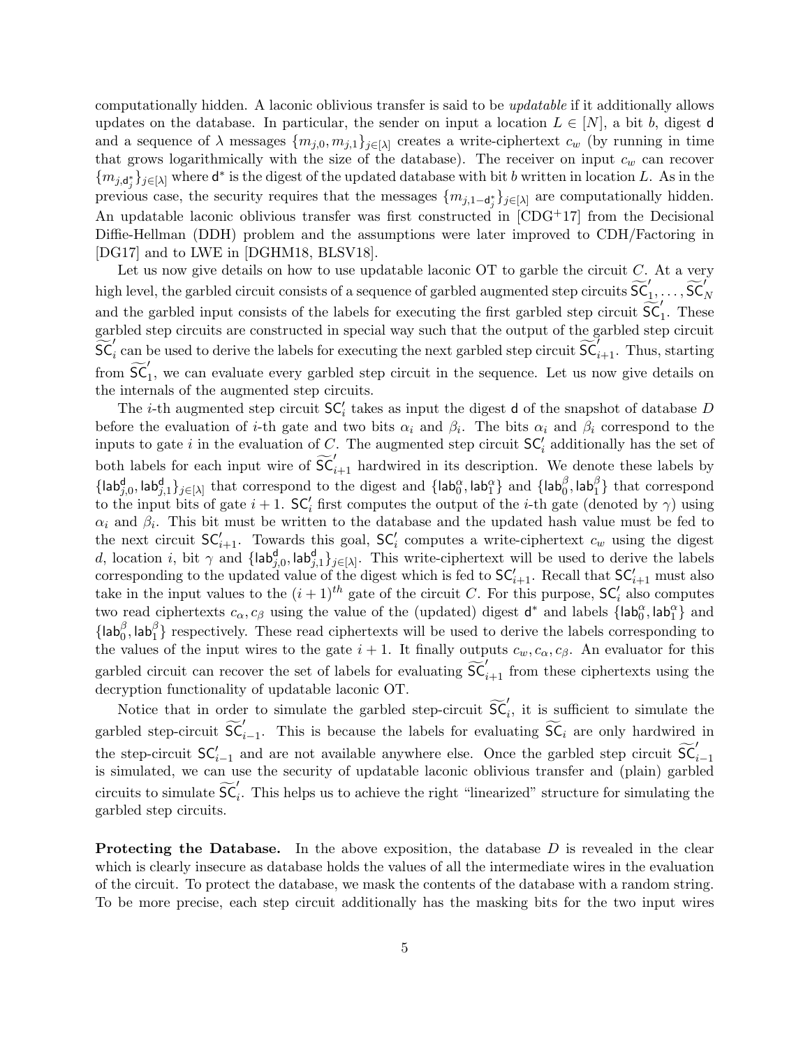computationally hidden. A laconic oblivious transfer is said to be *updatable* if it additionally allows updates on the database. In particular, the sender on input a location $L \in [N]$, a bit $b$, digest $\mathsf{d}$ and a sequence of $\lambda$ messages $\{m_{j,0}, m_{j,1}\}_{j\in[\lambda]}$ creates a write-ciphertext $c_w$ (by running in time that grows logarithmically with the size of the database). The receiver on input $c_w$ can recover $\{m_{j,\mathsf{d}^*_j}\}_{j\in[\lambda]}$ where $\mathsf{d}^*$ is the digest of the updated database with bit $b$ written in location $L$. As in the previous case, the security requires that the messages $\{m_{j,1-\mathsf{d}^*_j}\}_{j\in[\lambda]}$ are computationally hidden. An updatable laconic oblivious transfer was first constructed in [CDG+17] from the Decisional Diffie-Hellman (DDH) problem and the assumptions were later improved to CDH/Factoring in [DG17] and to LWE in [DGHM18, BLSV18].

Let us now give details on how to use updatable laconic OT to garble the circuit $C$. At a very high level, the garbled circuit consists of a sequence of garbled augmented step circuits $\widetilde{\mathsf{SC}}'_1, \ldots, \widetilde{\mathsf{SC}}'_N$ and the garbled input consists of the labels for executing the first garbled step circuit $\widetilde{\mathsf{SC}}'_1$. These garbled step circuits are constructed in special way such that the output of the garbled step circuit $\widetilde{\mathsf{SC}}'_i$ can be used to derive the labels for executing the next garbled step circuit $\widetilde{\mathsf{SC}}'_{i+1}$. Thus, starting from $\widetilde{\mathsf{SC}}'_1$, we can evaluate every garbled step circuit in the sequence. Let us now give details on the internals of the augmented step circuits.

The $i$-th augmented step circuit $\mathsf{SC}'_i$ takes as input the digest $\mathsf{d}$ of the snapshot of database $D$ before the evaluation of $i$-th gate and two bits $\alpha_i$ and $\beta_i$. The bits $\alpha_i$ and $\beta_i$ correspond to the inputs to gate $i$ in the evaluation of $C$. The augmented step circuit $\mathsf{SC}'_i$ additionally has the set of both labels for each input wire of $\widetilde{\mathsf{SC}}'_{i+1}$ hardwired in its description. We denote these labels by $\{\mathsf{lab}^{\mathsf{d}}_{j,0}, \mathsf{lab}^{\mathsf{d}}_{j,1}\}_{j\in[\lambda]}$ that correspond to the digest and $\{\mathsf{lab}^{\alpha}_0, \mathsf{lab}^{\alpha}_1\}$ and $\{\mathsf{lab}^{\beta}_0, \mathsf{lab}^{\beta}_1\}$ that correspond to the input bits of gate $i+1$. $\mathsf{SC}'_i$ first computes the output of the $i$-th gate (denoted by $\gamma$) using $\alpha_i$ and $\beta_i$. This bit must be written to the database and the updated hash value must be fed to the next circuit $\mathsf{SC}'_{i+1}$. Towards this goal, $\mathsf{SC}'_i$ computes a write-ciphertext $c_w$ using the digest $d$, location $i$, bit $\gamma$ and $\{\mathsf{lab}^{\mathsf{d}}_{j,0}, \mathsf{lab}^{\mathsf{d}}_{j,1}\}_{j\in[\lambda]}$. This write-ciphertext will be used to derive the labels corresponding to the updated value of the digest which is fed to $\mathsf{SC}'_{i+1}$. Recall that $\mathsf{SC}'_{i+1}$ must also take in the input values to the $(i+1)^{th}$ gate of the circuit $C$. For this purpose, $\mathsf{SC}'_i$ also computes two read ciphertexts $c_\alpha, c_\beta$ using the value of the (updated) digest $\mathsf{d}^*$ and labels $\{\mathsf{lab}^{\alpha}_0, \mathsf{lab}^{\alpha}_1\}$ and $\{\mathsf{lab}^{\beta}_0, \mathsf{lab}^{\beta}_1\}$ respectively. These read ciphertexts will be used to derive the labels corresponding to the values of the input wires to the gate $i+1$. It finally outputs $c_w, c_\alpha, c_\beta$. An evaluator for this garbled circuit can recover the set of labels for evaluating $\widetilde{\mathsf{SC}}'_{i+1}$ from these ciphertexts using the decryption functionality of updatable laconic OT.

Notice that in order to simulate the garbled step-circuit $\widetilde{\mathsf{SC}}'_i$, it is sufficient to simulate the garbled step-circuit $\widetilde{\mathsf{SC}}'_{i-1}$. This is because the labels for evaluating $\widetilde{\mathsf{SC}}_i$ are only hardwired in the step-circuit $\mathsf{SC}'_{i-1}$ and are not available anywhere else. Once the garbled step circuit $\widetilde{\mathsf{SC}}'_{i-1}$ is simulated, we can use the security of updatable laconic oblivious transfer and (plain) garbled circuits to simulate $\widetilde{\mathsf{SC}}'_i$. This helps us to achieve the right "linearized" structure for simulating the garbled step circuits.

**Protecting the Database.** In the above exposition, the database $D$ is revealed in the clear which is clearly insecure as database holds the values of all the intermediate wires in the evaluation of the circuit. To protect the database, we mask the contents of the database with a random string. To be more precise, each step circuit additionally has the masking bits for the two input wires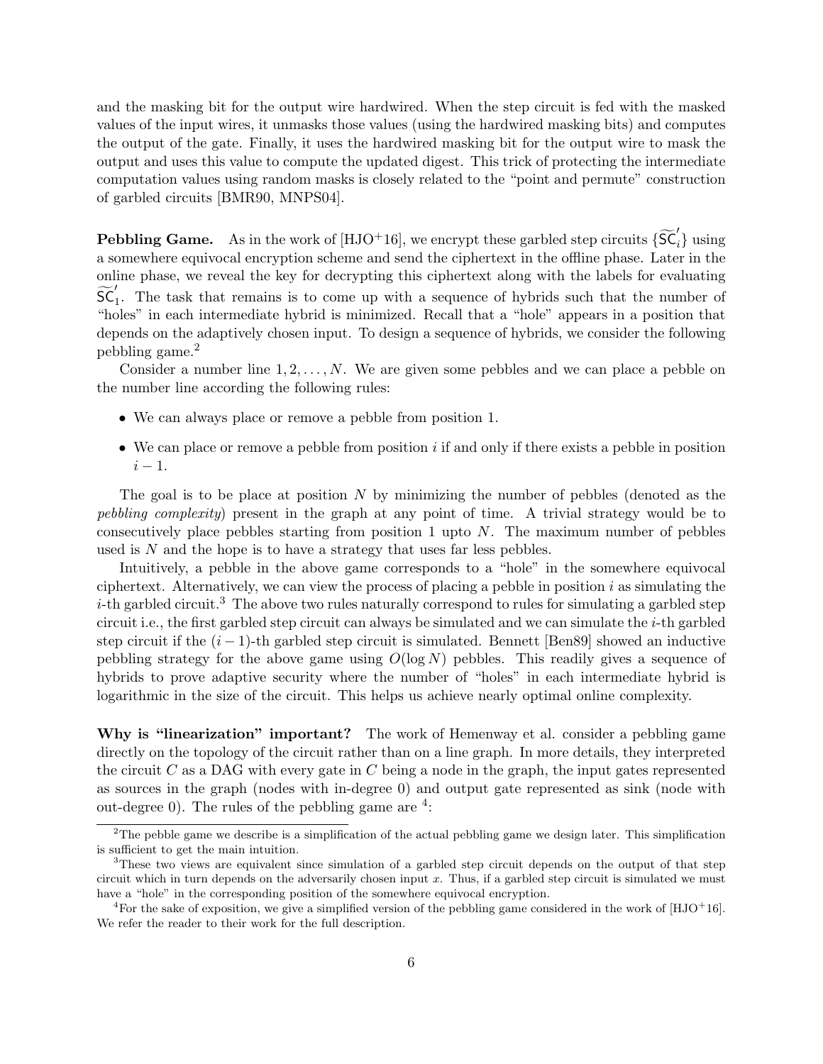and the masking bit for the output wire hardwired. When the step circuit is fed with the masked values of the input wires, it unmasks those values (using the hardwired masking bits) and computes the output of the gate. Finally, it uses the hardwired masking bit for the output wire to mask the output and uses this value to compute the updated digest. This trick of protecting the intermediate computation values using random masks is closely related to the "point and permute" construction of garbled circuits [BMR90, MNPS04].

**Pebbling Game.** As in the work of [HJO+16], we encrypt these garbled step circuits $\{\widetilde{\mathsf{SC}}_i'\}$ using a somewhere equivocal encryption scheme and send the ciphertext in the offline phase. Later in the online phase, we reveal the key for decrypting this ciphertext along with the labels for evaluating $\widetilde{\mathsf{SC}}_1'$. The task that remains is to come up with a sequence of hybrids such that the number of "holes" in each intermediate hybrid is minimized. Recall that a "hole" appears in a position that depends on the adaptively chosen input. To design a sequence of hybrids, we consider the following pebbling game.[2]

Consider a number line $1, 2, \ldots, N$. We are given some pebbles and we can place a pebble on the number line according the following rules:

- We can always place or remove a pebble from position 1.
- We can place or remove a pebble from position $i$ if and only if there exists a pebble in position $i-1$.

The goal is to be place at position $N$ by minimizing the number of pebbles (denoted as the *pebbling complexity*) present in the graph at any point of time. A trivial strategy would be to consecutively place pebbles starting from position 1 upto $N$. The maximum number of pebbles used is $N$ and the hope is to have a strategy that uses far less pebbles.

Intuitively, a pebble in the above game corresponds to a "hole" in the somewhere equivocal ciphertext. Alternatively, we can view the process of placing a pebble in position $i$ as simulating the $i$-th garbled circuit.[3] The above two rules naturally correspond to rules for simulating a garbled step circuit i.e., the first garbled step circuit can always be simulated and we can simulate the $i$-th garbled step circuit if the $(i-1)$-th garbled step circuit is simulated. Bennett [Ben89] showed an inductive pebbling strategy for the above game using $O(\log N)$ pebbles. This readily gives a sequence of hybrids to prove adaptive security where the number of "holes" in each intermediate hybrid is logarithmic in the size of the circuit. This helps us achieve nearly optimal online complexity.

**Why is "linearization" important?** The work of Hemenway et al. consider a pebbling game directly on the topology of the circuit rather than on a line graph. In more details, they interpreted the circuit $C$ as a DAG with every gate in $C$ being a node in the graph, the input gates represented as sources in the graph (nodes with in-degree 0) and output gate represented as sink (node with out-degree 0). The rules of the pebbling game are [4]:

[2] The pebble game we describe is a simplification of the actual pebbling game we design later. This simplification is sufficient to get the main intuition.

[3] These two views are equivalent since simulation of a garbled step circuit depends on the output of that step circuit which in turn depends on the adversarially chosen input $x$. Thus, if a garbled step circuit is simulated we must have a "hole" in the corresponding position of the somewhere equivocal encryption.

[4] For the sake of exposition, we give a simplified version of the pebbling game considered in the work of [HJO+16]. We refer the reader to their work for the full description.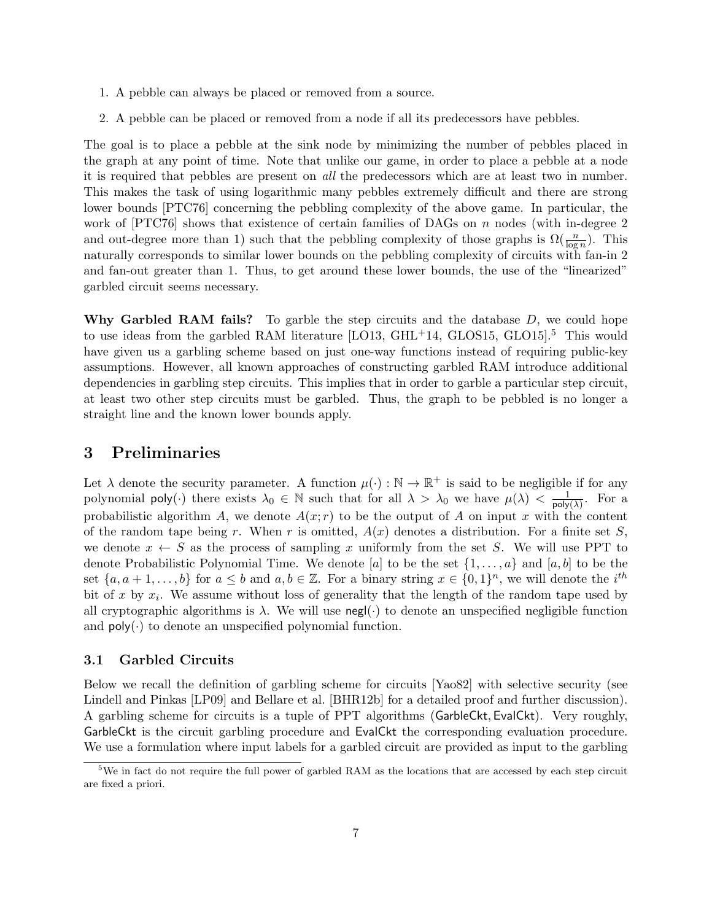1. A pebble can always be placed or removed from a source.
2. A pebble can be placed or removed from a node if all its predecessors have pebbles.

The goal is to place a pebble at the sink node by minimizing the number of pebbles placed in the graph at any point of time. Note that unlike our game, in order to place a pebble at a node it is required that pebbles are present on *all* the predecessors which are at least two in number. This makes the task of using logarithmic many pebbles extremely difficult and there are strong lower bounds [PTC76] concerning the pebbling complexity of the above game. In particular, the work of [PTC76] shows that existence of certain families of DAGs on $n$ nodes (with in-degree 2 and out-degree more than 1) such that the pebbling complexity of those graphs is $\Omega(\frac{n}{\log n})$. This naturally corresponds to similar lower bounds on the pebbling complexity of circuits with fan-in 2 and fan-out greater than 1. Thus, to get around these lower bounds, the use of the "linearized" garbled circuit seems necessary.

**Why Garbled RAM fails?** To garble the step circuits and the database $D$, we could hope to use ideas from the garbled RAM literature [LO13, GHL+14, GLOS15, GLO15].[5] This would have given us a garbling scheme based on just one-way functions instead of requiring public-key assumptions. However, all known approaches of constructing garbled RAM introduce additional dependencies in garbling step circuits. This implies that in order to garble a particular step circuit, at least two other step circuits must be garbled. Thus, the graph to be pebbled is no longer a straight line and the known lower bounds apply.

## 3 Preliminaries

Let $\lambda$ denote the security parameter. A function $\mu(\cdot) : \mathbb{N} \to \mathbb{R}^+$ is said to be negligible if for any polynomial $\mathsf{poly}(\cdot)$ there exists $\lambda_0 \in \mathbb{N}$ such that for all $\lambda > \lambda_0$ we have $\mu(\lambda) < \frac{1}{\mathsf{poly}(\lambda)}$. For a probabilistic algorithm $A$, we denote $A(x; r)$ to be the output of $A$ on input $x$ with the content of the random tape being $r$. When $r$ is omitted, $A(x)$ denotes a distribution. For a finite set $S$, we denote $x \leftarrow S$ as the process of sampling $x$ uniformly from the set $S$. We will use PPT to denote Probabilistic Polynomial Time. We denote $[a]$ to be the set $\{1, \ldots, a\}$ and $[a, b]$ to be the set $\{a, a+1, \ldots, b\}$ for $a \leq b$ and $a, b \in \mathbb{Z}$. For a binary string $x \in \{0,1\}^n$, we will denote the $i^{th}$ bit of $x$ by $x_i$. We assume without loss of generality that the length of the random tape used by all cryptographic algorithms is $\lambda$. We will use $\mathsf{negl}(\cdot)$ to denote an unspecified negligible function and $\mathsf{poly}(\cdot)$ to denote an unspecified polynomial function.

### 3.1 Garbled Circuits

Below we recall the definition of garbling scheme for circuits [Yao82] with selective security (see Lindell and Pinkas [LP09] and Bellare et al. [BHR12b] for a detailed proof and further discussion). A garbling scheme for circuits is a tuple of PPT algorithms ($\mathsf{GarbleCkt}, \mathsf{EvalCkt}$). Very roughly, $\mathsf{GarbleCkt}$ is the circuit garbling procedure and $\mathsf{EvalCkt}$ the corresponding evaluation procedure. We use a formulation where input labels for a garbled circuit are provided as input to the garbling

[5] We in fact do not require the full power of garbled RAM as the locations that are accessed by each step circuit are fixed a priori.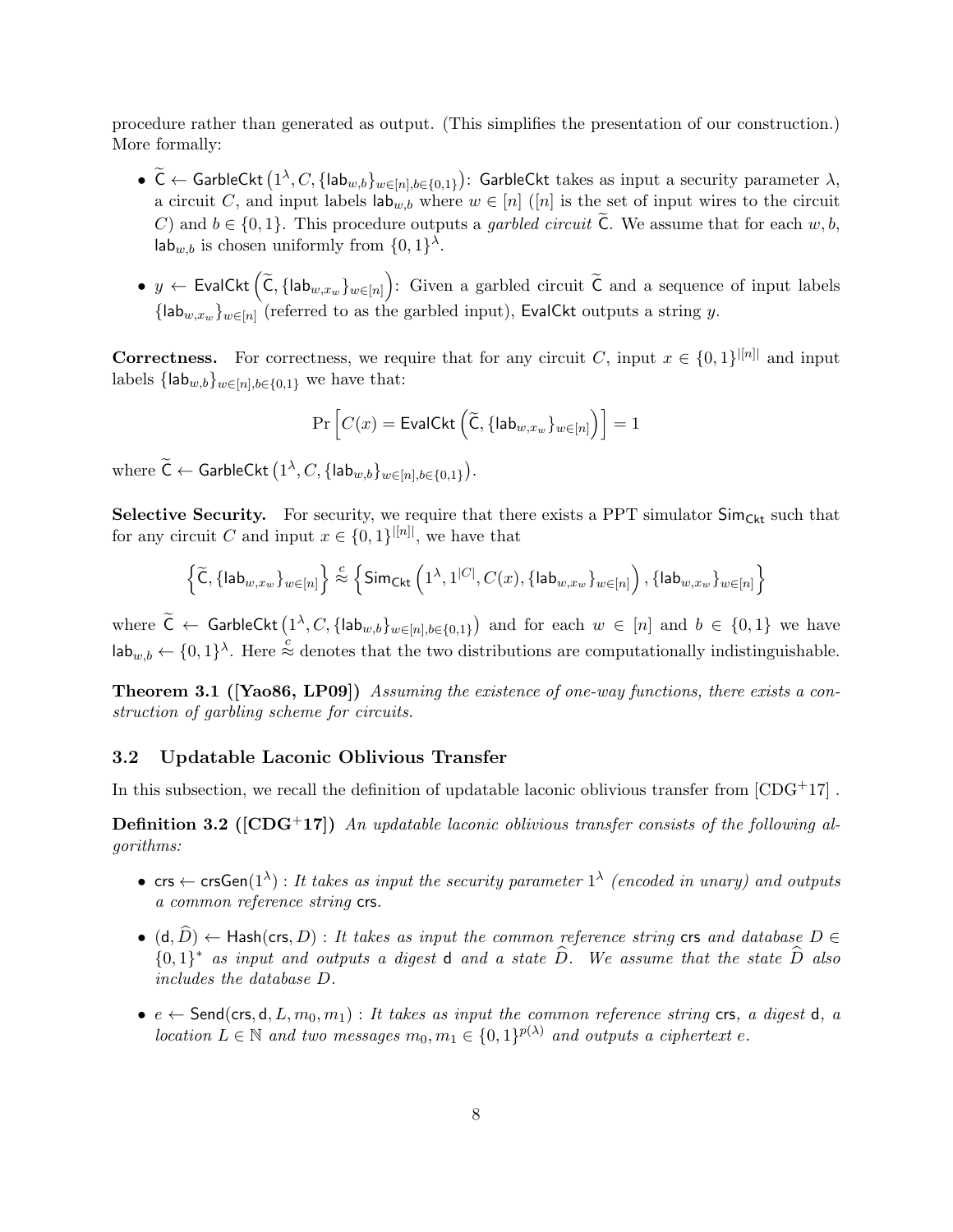procedure rather than generated as output. (This simplifies the presentation of our construction.) More formally:

- $\widetilde{\mathsf{C}} \leftarrow \mathsf{GarbleCkt}\left(1^\lambda, C, \{\mathsf{lab}_{w,b}\}_{w\in[n],b\in\{0,1\}}\right)$: $\mathsf{GarbleCkt}$ takes as input a security parameter $\lambda$, a circuit $C$, and input labels $\mathsf{lab}_{w,b}$ where $w \in [n]$ ($[n]$ is the set of input wires to the circuit $C$) and $b \in \{0,1\}$. This procedure outputs a *garbled circuit* $\widetilde{\mathsf{C}}$. We assume that for each $w, b$, $\mathsf{lab}_{w,b}$ is chosen uniformly from $\{0,1\}^\lambda$.
- $y \leftarrow \mathsf{EvalCkt}\left(\widetilde{\mathsf{C}}, \{\mathsf{lab}_{w,x_w}\}_{w\in[n]}\right)$: Given a garbled circuit $\widetilde{\mathsf{C}}$ and a sequence of input labels $\{\mathsf{lab}_{w,x_w}\}_{w\in[n]}$ (referred to as the garbled input), $\mathsf{EvalCkt}$ outputs a string $y$.

**Correctness.** For correctness, we require that for any circuit $C$, input $x \in \{0,1\}^{|[n]|}$ and input labels $\{\mathsf{lab}_{w,b}\}_{w\in[n],b\in\{0,1\}}$ we have that:

$$\Pr\left[C(x) = \mathsf{EvalCkt}\left(\widetilde{\mathsf{C}}, \{\mathsf{lab}_{w,x_w}\}_{w\in[n]}\right)\right] = 1$$

where $\widetilde{\mathsf{C}} \leftarrow \mathsf{GarbleCkt}\left(1^\lambda, C, \{\mathsf{lab}_{w,b}\}_{w\in[n],b\in\{0,1\}}\right)$.

**Selective Security.** For security, we require that there exists a PPT simulator $\mathsf{Sim}_{\mathsf{Ckt}}$ such that for any circuit $C$ and input $x \in \{0,1\}^{|[n]|}$, we have that

$$\left\{\widetilde{\mathsf{C}}, \{\mathsf{lab}_{w,x_w}\}_{w\in[n]}\right\} \stackrel{c}{\approx} \left\{\mathsf{Sim}_{\mathsf{Ckt}}\left(1^\lambda, 1^{|C|}, C(x), \{\mathsf{lab}_{w,x_w}\}_{w\in[n]}\right), \{\mathsf{lab}_{w,x_w}\}_{w\in[n]}\right\}$$

where $\widetilde{\mathsf{C}} \leftarrow \mathsf{GarbleCkt}\left(1^\lambda, C, \{\mathsf{lab}_{w,b}\}_{w\in[n],b\in\{0,1\}}\right)$ and for each $w \in [n]$ and $b \in \{0,1\}$ we have $\mathsf{lab}_{w,b} \leftarrow \{0,1\}^\lambda$. Here $\stackrel{c}{\approx}$ denotes that the two distributions are computationally indistinguishable.

**Theorem 3.1 ([Yao86, LP09])** *Assuming the existence of one-way functions, there exists a construction of garbling scheme for circuits.*

## 3.2 Updatable Laconic Oblivious Transfer

In this subsection, we recall the definition of updatable laconic oblivious transfer from [CDG+17] .

**Definition 3.2 ([CDG+17])** *An updatable laconic oblivious transfer consists of the following algorithms:*

- $\mathsf{crs} \leftarrow \mathsf{crsGen}(1^\lambda)$ : *It takes as input the security parameter $1^\lambda$ (encoded in unary) and outputs a common reference string $\mathsf{crs}$.*
- $(\mathsf{d}, \widehat{D}) \leftarrow \mathsf{Hash}(\mathsf{crs}, D)$ : *It takes as input the common reference string $\mathsf{crs}$ and database $D \in \{0,1\}^*$ as input and outputs a digest $\mathsf{d}$ and a state $\widehat{D}$. We assume that the state $\widehat{D}$ also includes the database $D$.*
- $e \leftarrow \mathsf{Send}(\mathsf{crs}, \mathsf{d}, L, m_0, m_1)$ : *It takes as input the common reference string $\mathsf{crs}$, a digest $\mathsf{d}$, a location $L \in \mathbb{N}$ and two messages $m_0, m_1 \in \{0,1\}^{p(\lambda)}$ and outputs a ciphertext $e$.*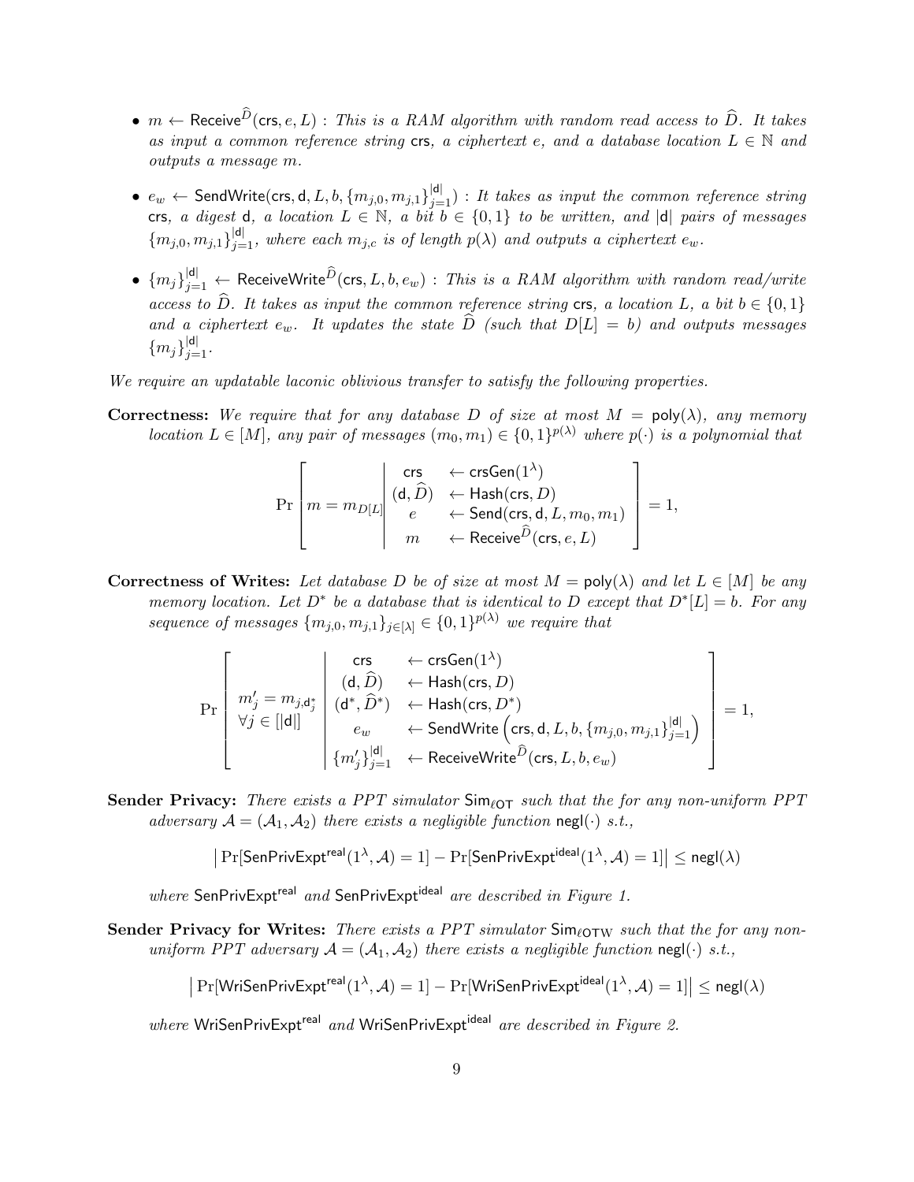- $m \leftarrow \mathsf{Receive}^{\widehat{D}}(\mathsf{crs}, e, L)$ : *This is a RAM algorithm with random read access to* $\widehat{D}$*. It takes as input a common reference string* $\mathsf{crs}$*, a ciphertext* $e$*, and a database location* $L \in \mathbb{N}$ *and outputs a message* $m$*.*

- $e_w \leftarrow \mathsf{SendWrite}(\mathsf{crs}, \mathsf{d}, L, b, \{m_{j,0}, m_{j,1}\}_{j=1}^{|\mathsf{d}|})$ : *It takes as input the common reference string* $\mathsf{crs}$*, a digest* $\mathsf{d}$*, a location* $L \in \mathbb{N}$*, a bit* $b \in \{0,1\}$ *to be written, and* $|\mathsf{d}|$ *pairs of messages* $\{m_{j,0}, m_{j,1}\}_{j=1}^{|\mathsf{d}|}$*, where each* $m_{j,c}$ *is of length* $p(\lambda)$ *and outputs a ciphertext* $e_w$*.*

- $\{m_j\}_{j=1}^{|\mathsf{d}|} \leftarrow \mathsf{ReceiveWrite}^{\widehat{D}}(\mathsf{crs}, L, b, e_w)$ : *This is a RAM algorithm with random read/write access to* $\widehat{D}$*. It takes as input the common reference string* $\mathsf{crs}$*, a location* $L$*, a bit* $b \in \{0,1\}$ *and a ciphertext* $e_w$*. It updates the state* $\widehat{D}$ *(such that* $D[L] = b$*) and outputs messages* $\{m_j\}_{j=1}^{|\mathsf{d}|}$*.*

*We require an updatable laconic oblivious transfer to satisfy the following properties.*

**Correctness:** *We require that for any database* $D$ *of size at most* $M = \mathsf{poly}(\lambda)$*, any memory location* $L \in [M]$*, any pair of messages* $(m_0, m_1) \in \{0,1\}^{p(\lambda)}$ *where* $p(\cdot)$ *is a polynomial that*

$$\Pr\left[ m = m_{D[L]} \;\middle|\; \begin{array}{rl} \mathsf{crs} & \leftarrow \mathsf{crsGen}(1^\lambda) \\ (\mathsf{d}, \widehat{D}) & \leftarrow \mathsf{Hash}(\mathsf{crs}, D) \\ e & \leftarrow \mathsf{Send}(\mathsf{crs}, \mathsf{d}, L, m_0, m_1) \\ m & \leftarrow \mathsf{Receive}^{\widehat{D}}(\mathsf{crs}, e, L) \end{array} \right] = 1,$$

**Correctness of Writes:** *Let database* $D$ *be of size at most* $M = \mathsf{poly}(\lambda)$ *and let* $L \in [M]$ *be any memory location. Let* $D^*$ *be a database that is identical to* $D$ *except that* $D^*[L] = b$*. For any sequence of messages* $\{m_{j,0}, m_{j,1}\}_{j \in [\lambda]} \in \{0,1\}^{p(\lambda)}$ *we require that*

$$\Pr\left[ \begin{array}{c} m'_j = m_{j,\mathsf{d}^*_j} \\ \forall j \in [|\mathsf{d}|] \end{array} \;\middle|\; \begin{array}{rl} \mathsf{crs} & \leftarrow \mathsf{crsGen}(1^\lambda) \\ (\mathsf{d}, \widehat{D}) & \leftarrow \mathsf{Hash}(\mathsf{crs}, D) \\ (\mathsf{d}^*, \widehat{D}^*) & \leftarrow \mathsf{Hash}(\mathsf{crs}, D^*) \\ e_w & \leftarrow \mathsf{SendWrite}\left(\mathsf{crs}, \mathsf{d}, L, b, \{m_{j,0}, m_{j,1}\}_{j=1}^{|\mathsf{d}|}\right) \\ \{m'_j\}_{j=1}^{|\mathsf{d}|} & \leftarrow \mathsf{ReceiveWrite}^{\widehat{D}}(\mathsf{crs}, L, b, e_w) \end{array} \right] = 1,$$

**Sender Privacy:** *There exists a PPT simulator* $\mathsf{Sim}_{\ell\mathsf{OT}}$ *such that the for any non-uniform PPT adversary* $\mathcal{A} = (\mathcal{A}_1, \mathcal{A}_2)$ *there exists a negligible function* $\mathsf{negl}(\cdot)$ *s.t.,*

$$\left| \Pr[\mathsf{SenPrivExpt}^{\mathsf{real}}(1^\lambda, \mathcal{A}) = 1] - \Pr[\mathsf{SenPrivExpt}^{\mathsf{ideal}}(1^\lambda, \mathcal{A}) = 1] \right| \leq \mathsf{negl}(\lambda)$$

*where* $\mathsf{SenPrivExpt}^{\mathsf{real}}$ *and* $\mathsf{SenPrivExpt}^{\mathsf{ideal}}$ *are described in Figure 1.*

**Sender Privacy for Writes:** *There exists a PPT simulator* $\mathsf{Sim}_{\ell\mathsf{OTW}}$ *such that the for any non-uniform PPT adversary* $\mathcal{A} = (\mathcal{A}_1, \mathcal{A}_2)$ *there exists a negligible function* $\mathsf{negl}(\cdot)$ *s.t.,*

$$\left| \Pr[\mathsf{WriSenPrivExpt}^{\mathsf{real}}(1^\lambda, \mathcal{A}) = 1] - \Pr[\mathsf{WriSenPrivExpt}^{\mathsf{ideal}}(1^\lambda, \mathcal{A}) = 1] \right| \leq \mathsf{negl}(\lambda)$$

*where* $\mathsf{WriSenPrivExpt}^{\mathsf{real}}$ *and* $\mathsf{WriSenPrivExpt}^{\mathsf{ideal}}$ *are described in Figure 2.*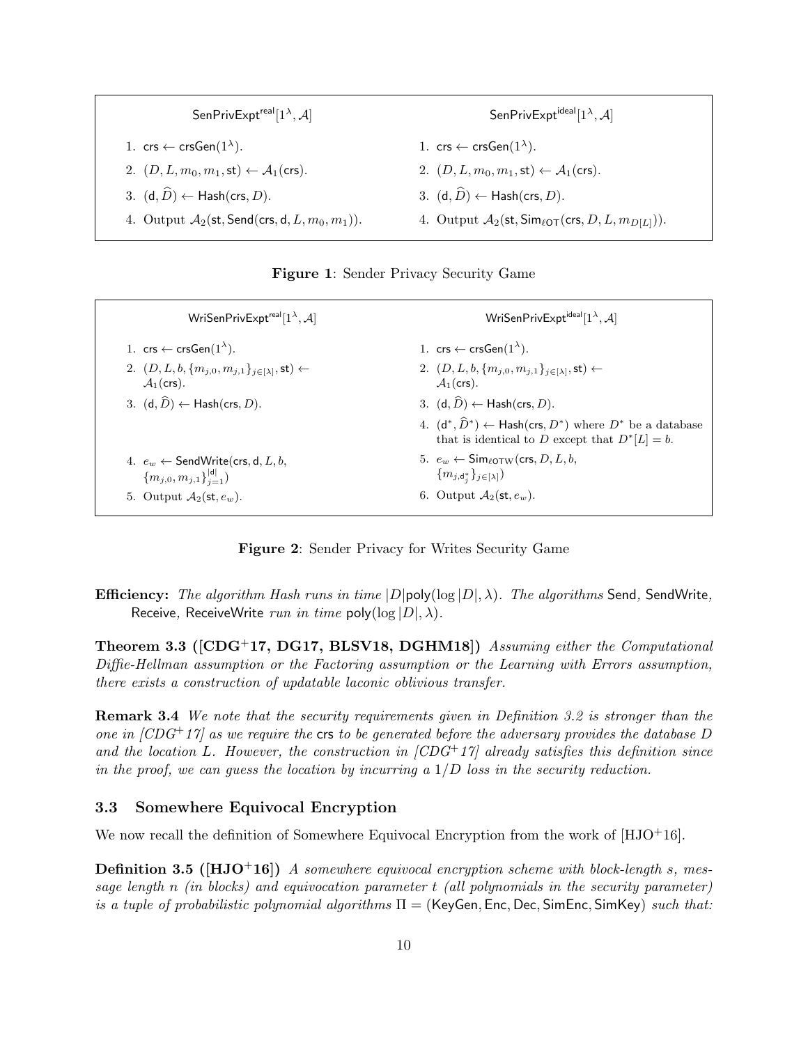| $\mathsf{SenPrivExpt}^{\mathsf{real}}[1^\lambda, \mathcal{A}]$ | $\mathsf{SenPrivExpt}^{\mathsf{ideal}}[1^\lambda, \mathcal{A}]$ |
|---|---|
| 1. $\mathsf{crs} \leftarrow \mathsf{crsGen}(1^\lambda)$. | 1. $\mathsf{crs} \leftarrow \mathsf{crsGen}(1^\lambda)$. |
| 2. $(D, L, m_0, m_1, \mathsf{st}) \leftarrow \mathcal{A}_1(\mathsf{crs})$. | 2. $(D, L, m_0, m_1, \mathsf{st}) \leftarrow \mathcal{A}_1(\mathsf{crs})$. |
| 3. $(\mathsf{d}, \widehat{D}) \leftarrow \mathsf{Hash}(\mathsf{crs}, D)$. | 3. $(\mathsf{d}, \widehat{D}) \leftarrow \mathsf{Hash}(\mathsf{crs}, D)$. |
| 4. Output $\mathcal{A}_2(\mathsf{st}, \mathsf{Send}(\mathsf{crs}, \mathsf{d}, L, m_0, m_1))$. | 4. Output $\mathcal{A}_2(\mathsf{st}, \mathsf{Sim}_{\ell\mathsf{OT}}(\mathsf{crs}, D, L, m_{D[L]}))$. |

**Figure 1**: Sender Privacy Security Game

| $\mathsf{WriSenPrivExpt}^{\mathsf{real}}[1^\lambda, \mathcal{A}]$ | $\mathsf{WriSenPrivExpt}^{\mathsf{ideal}}[1^\lambda, \mathcal{A}]$ |
|---|---|
| 1. $\mathsf{crs} \leftarrow \mathsf{crsGen}(1^\lambda)$. | 1. $\mathsf{crs} \leftarrow \mathsf{crsGen}(1^\lambda)$. |
| 2. $(D, L, b, \{m_{j,0}, m_{j,1}\}_{j\in[\lambda]}, \mathsf{st}) \leftarrow \mathcal{A}_1(\mathsf{crs})$. | 2. $(D, L, b, \{m_{j,0}, m_{j,1}\}_{j\in[\lambda]}, \mathsf{st}) \leftarrow \mathcal{A}_1(\mathsf{crs})$. |
| 3. $(\mathsf{d}, \widehat{D}) \leftarrow \mathsf{Hash}(\mathsf{crs}, D)$. | 3. $(\mathsf{d}, \widehat{D}) \leftarrow \mathsf{Hash}(\mathsf{crs}, D)$. |
| | 4. $(\mathsf{d}^*, \widehat{D}^*) \leftarrow \mathsf{Hash}(\mathsf{crs}, D^*)$ where $D^*$ be a database that is identical to $D$ except that $D^*[L] = b$. |
| 4. $e_w \leftarrow \mathsf{SendWrite}(\mathsf{crs}, \mathsf{d}, L, b, \{m_{j,0}, m_{j,1}\}_{j=1}^{\lvert\mathsf{d}\rvert})$ | 5. $e_w \leftarrow \mathsf{Sim}_{\ell\mathsf{OTW}}(\mathsf{crs}, D, L, b, \{m_{j,\mathsf{d}^*_j}\}_{j\in[\lambda]})$ |
| 5. Output $\mathcal{A}_2(\mathsf{st}, e_w)$. | 6. Output $\mathcal{A}_2(\mathsf{st}, e_w)$. |

**Figure 2**: Sender Privacy for Writes Security Game

**Efficiency:** *The algorithm Hash runs in time $|D|\mathsf{poly}(\log|D|, \lambda)$. The algorithms* Send*,* SendWrite*,* Receive*,* ReceiveWrite *run in time $\mathsf{poly}(\log|D|, \lambda)$.*

**Theorem 3.3 ([CDG+17, DG17, BLSV18, DGHM18])** *Assuming either the Computational Diffie-Hellman assumption or the Factoring assumption or the Learning with Errors assumption, there exists a construction of updatable laconic oblivious transfer.*

**Remark 3.4** *We note that the security requirements given in Definition 3.2 is stronger than the one in [CDG+17] as we require the* crs *to be generated before the adversary provides the database $D$ and the location $L$. However, the construction in [CDG+17] already satisfies this definition since in the proof, we can guess the location by incurring a $1/D$ loss in the security reduction.*

### 3.3 Somewhere Equivocal Encryption

We now recall the definition of Somewhere Equivocal Encryption from the work of [HJO+16].

**Definition 3.5 ([HJO+16])** *A somewhere equivocal encryption scheme with block-length $s$, message length $n$ (in blocks) and equivocation parameter $t$ (all polynomials in the security parameter) is a tuple of probabilistic polynomial algorithms $\Pi = (\mathsf{KeyGen}, \mathsf{Enc}, \mathsf{Dec}, \mathsf{SimEnc}, \mathsf{SimKey})$ such that:*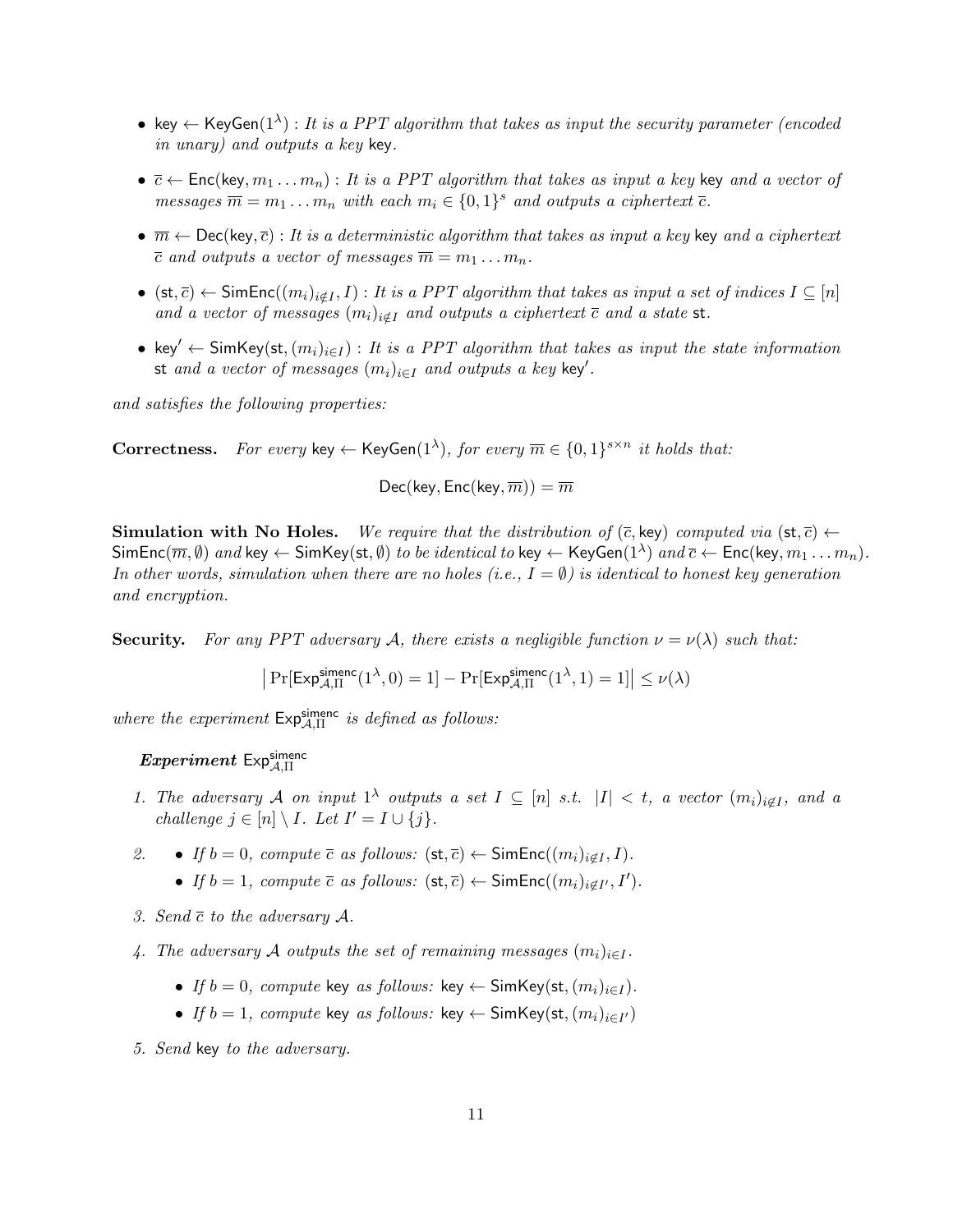- $\mathsf{key} \leftarrow \mathsf{KeyGen}(1^\lambda)$ : *It is a PPT algorithm that takes as input the security parameter (encoded in unary) and outputs a key* $\mathsf{key}$.
- $\overline{c} \leftarrow \mathsf{Enc}(\mathsf{key}, m_1 \dots m_n)$ : *It is a PPT algorithm that takes as input a key* $\mathsf{key}$ *and a vector of messages* $\overline{m} = m_1 \dots m_n$ *with each* $m_i \in \{0,1\}^s$ *and outputs a ciphertext* $\overline{c}$.
- $\overline{m} \leftarrow \mathsf{Dec}(\mathsf{key}, \overline{c})$ : *It is a deterministic algorithm that takes as input a key* $\mathsf{key}$ *and a ciphertext* $\overline{c}$ *and outputs a vector of messages* $\overline{m} = m_1 \dots m_n$.
- $(\mathsf{st}, \overline{c}) \leftarrow \mathsf{SimEnc}((m_i)_{i \notin I}, I)$ : *It is a PPT algorithm that takes as input a set of indices* $I \subseteq [n]$ *and a vector of messages* $(m_i)_{i \notin I}$ *and outputs a ciphertext* $\overline{c}$ *and a state* $\mathsf{st}$.
- $\mathsf{key}' \leftarrow \mathsf{SimKey}(\mathsf{st}, (m_i)_{i \in I})$ : *It is a PPT algorithm that takes as input the state information* $\mathsf{st}$ *and a vector of messages* $(m_i)_{i \in I}$ *and outputs a key* $\mathsf{key}'$.

*and satisfies the following properties:*

**Correctness.** *For every* $\mathsf{key} \leftarrow \mathsf{KeyGen}(1^\lambda)$, *for every* $\overline{m} \in \{0,1\}^{s \times n}$ *it holds that:*

$$\mathsf{Dec}(\mathsf{key}, \mathsf{Enc}(\mathsf{key}, \overline{m})) = \overline{m}$$

**Simulation with No Holes.** *We require that the distribution of* $(\overline{c}, \mathsf{key})$ *computed via* $(\mathsf{st}, \overline{c}) \leftarrow \mathsf{SimEnc}(\overline{m}, \emptyset)$ *and* $\mathsf{key} \leftarrow \mathsf{SimKey}(\mathsf{st}, \emptyset)$ *to be identical to* $\mathsf{key} \leftarrow \mathsf{KeyGen}(1^\lambda)$ *and* $\overline{c} \leftarrow \mathsf{Enc}(\mathsf{key}, m_1 \dots m_n)$. *In other words, simulation when there are no holes (i.e.,* $I = \emptyset$*) is identical to honest key generation and encryption.*

**Security.** *For any PPT adversary* $\mathcal{A}$, *there exists a negligible function* $\nu = \nu(\lambda)$ *such that:*

$$\left| \Pr[\mathsf{Exp}^{\mathsf{simenc}}_{\mathcal{A},\Pi}(1^\lambda, 0) = 1] - \Pr[\mathsf{Exp}^{\mathsf{simenc}}_{\mathcal{A},\Pi}(1^\lambda, 1) = 1] \right| \leq \nu(\lambda)$$

*where the experiment* $\mathsf{Exp}^{\mathsf{simenc}}_{\mathcal{A},\Pi}$ *is defined as follows:*

***Experiment*** $\mathsf{Exp}^{\mathsf{simenc}}_{\mathcal{A},\Pi}$

1. *The adversary* $\mathcal{A}$ *on input* $1^\lambda$ *outputs a set* $I \subseteq [n]$ *s.t.* $|I| < t$, *a vector* $(m_i)_{i \notin I}$, *and a challenge* $j \in [n] \setminus I$. *Let* $I' = I \cup \{j\}$.
2. - *If* $b = 0$, *compute* $\overline{c}$ *as follows:* $(\mathsf{st}, \overline{c}) \leftarrow \mathsf{SimEnc}((m_i)_{i \notin I}, I)$.
   - *If* $b = 1$, *compute* $\overline{c}$ *as follows:* $(\mathsf{st}, \overline{c}) \leftarrow \mathsf{SimEnc}((m_i)_{i \notin I'}, I')$.
3. *Send* $\overline{c}$ *to the adversary* $\mathcal{A}$.
4. *The adversary* $\mathcal{A}$ *outputs the set of remaining messages* $(m_i)_{i \in I}$.
   - *If* $b = 0$, *compute* $\mathsf{key}$ *as follows:* $\mathsf{key} \leftarrow \mathsf{SimKey}(\mathsf{st}, (m_i)_{i \in I})$.
   - *If* $b = 1$, *compute* $\mathsf{key}$ *as follows:* $\mathsf{key} \leftarrow \mathsf{SimKey}(\mathsf{st}, (m_i)_{i \in I'})$
5. *Send* $\mathsf{key}$ *to the adversary.*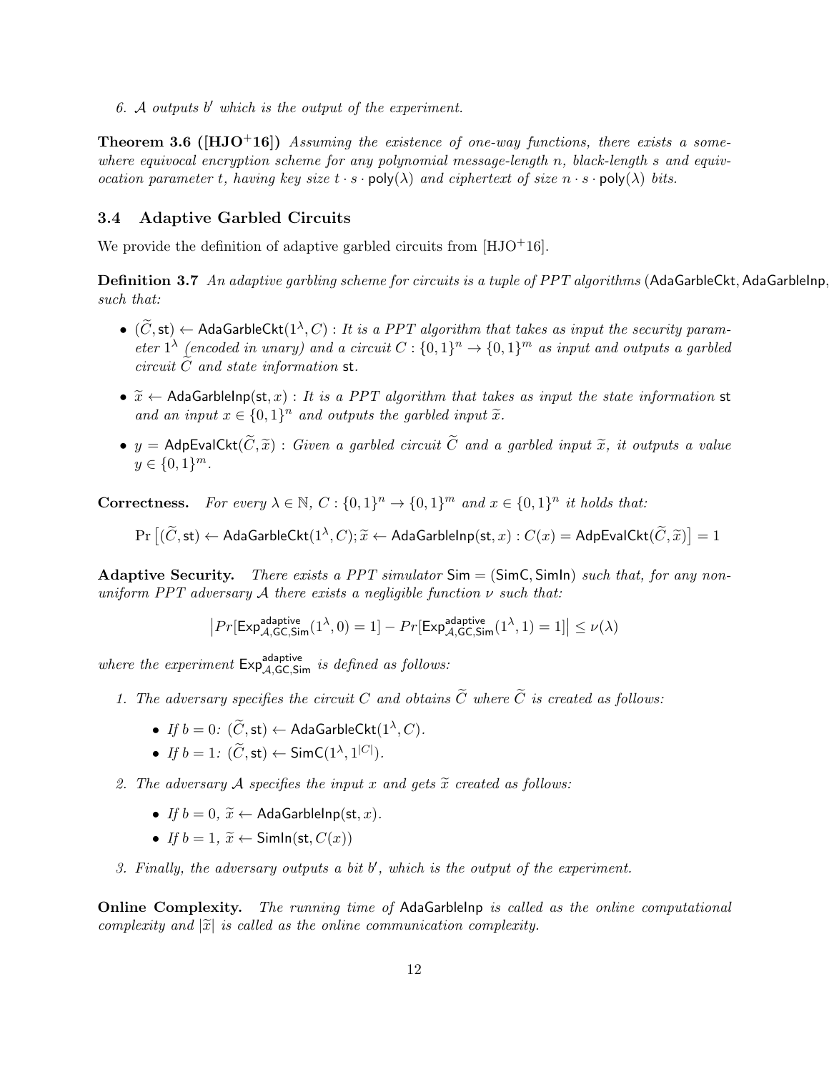*6. $\mathcal{A}$ outputs $b'$ which is the output of the experiment.*

**Theorem 3.6 ([HJO+16])** *Assuming the existence of one-way functions, there exists a somewhere equivocal encryption scheme for any polynomial message-length $n$, black-length $s$ and equivocation parameter $t$, having key size $t \cdot s \cdot \mathsf{poly}(\lambda)$ and ciphertext of size $n \cdot s \cdot \mathsf{poly}(\lambda)$ bits.*

### 3.4 Adaptive Garbled Circuits

We provide the definition of adaptive garbled circuits from [HJO+16].

**Definition 3.7** *An adaptive garbling scheme for circuits is a tuple of PPT algorithms ($\mathsf{AdaGarbleCkt}, \mathsf{AdaGarbleInp},$ such that:*

- $(\widetilde{C}, \mathsf{st}) \leftarrow \mathsf{AdaGarbleCkt}(1^\lambda, C)$ *: It is a PPT algorithm that takes as input the security parameter $1^\lambda$ (encoded in unary) and a circuit $C : \{0,1\}^n \to \{0,1\}^m$ as input and outputs a garbled circuit $\widetilde{C}$ and state information $\mathsf{st}$.*
- $\widetilde{x} \leftarrow \mathsf{AdaGarbleInp}(\mathsf{st}, x)$ *: It is a PPT algorithm that takes as input the state information $\mathsf{st}$ and an input $x \in \{0,1\}^n$ and outputs the garbled input $\widetilde{x}$.*
- $y = \mathsf{AdpEvalCkt}(\widetilde{C}, \widetilde{x})$ *: Given a garbled circuit $\widetilde{C}$ and a garbled input $\widetilde{x}$, it outputs a value $y \in \{0,1\}^m$.*

**Correctness.** *For every $\lambda \in \mathbb{N}$, $C : \{0,1\}^n \to \{0,1\}^m$ and $x \in \{0,1\}^n$ it holds that:*

$$\Pr\left[(\widetilde{C}, \mathsf{st}) \leftarrow \mathsf{AdaGarbleCkt}(1^\lambda, C); \widetilde{x} \leftarrow \mathsf{AdaGarbleInp}(\mathsf{st}, x) : C(x) = \mathsf{AdpEvalCkt}(\widetilde{C}, \widetilde{x})\right] = 1$$

**Adaptive Security.** *There exists a PPT simulator $\mathsf{Sim} = (\mathsf{SimC}, \mathsf{SimIn})$ such that, for any non-uniform PPT adversary $\mathcal{A}$ there exists a negligible function $\nu$ such that:*

$$\left|Pr[\mathsf{Exp}^{\mathsf{adaptive}}_{\mathcal{A},\mathsf{GC},\mathsf{Sim}}(1^\lambda, 0) = 1] - Pr[\mathsf{Exp}^{\mathsf{adaptive}}_{\mathcal{A},\mathsf{GC},\mathsf{Sim}}(1^\lambda, 1) = 1]\right| \leq \nu(\lambda)$$

*where the experiment $\mathsf{Exp}^{\mathsf{adaptive}}_{\mathcal{A},\mathsf{GC},\mathsf{Sim}}$ is defined as follows:*

1. *The adversary specifies the circuit $C$ and obtains $\widetilde{C}$ where $\widetilde{C}$ is created as follows:*
   - *If $b = 0$: $(\widetilde{C}, \mathsf{st}) \leftarrow \mathsf{AdaGarbleCkt}(1^\lambda, C)$.*
   - *If $b = 1$: $(\widetilde{C}, \mathsf{st}) \leftarrow \mathsf{SimC}(1^\lambda, 1^{|C|})$.*
2. *The adversary $\mathcal{A}$ specifies the input $x$ and gets $\widetilde{x}$ created as follows:*
   - *If $b = 0$, $\widetilde{x} \leftarrow \mathsf{AdaGarbleInp}(\mathsf{st}, x)$.*
   - *If $b = 1$, $\widetilde{x} \leftarrow \mathsf{SimIn}(\mathsf{st}, C(x))$*
3. *Finally, the adversary outputs a bit $b'$, which is the output of the experiment.*

**Online Complexity.** *The running time of $\mathsf{AdaGarbleInp}$ is called as the online computational complexity and $|\widetilde{x}|$ is called as the online communication complexity.*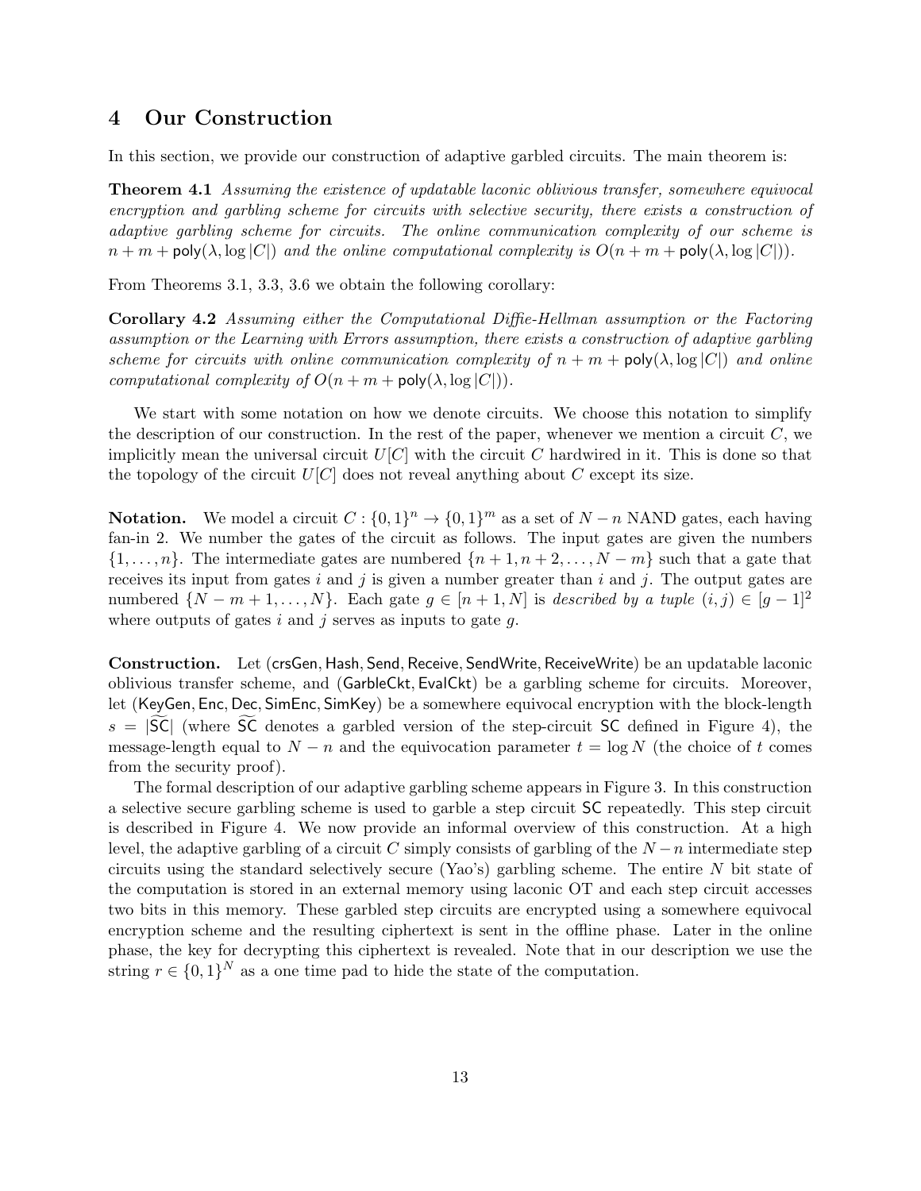## 4 Our Construction

In this section, we provide our construction of adaptive garbled circuits. The main theorem is:

**Theorem 4.1** *Assuming the existence of updatable laconic oblivious transfer, somewhere equivocal encryption and garbling scheme for circuits with selective security, there exists a construction of adaptive garbling scheme for circuits. The online communication complexity of our scheme is* $n + m + \mathsf{poly}(\lambda, \log |C|)$ *and the online computational complexity is* $O(n + m + \mathsf{poly}(\lambda, \log |C|))$.

From Theorems 3.1, 3.3, 3.6 we obtain the following corollary:

**Corollary 4.2** *Assuming either the Computational Diffie-Hellman assumption or the Factoring assumption or the Learning with Errors assumption, there exists a construction of adaptive garbling scheme for circuits with online communication complexity of* $n + m + \mathsf{poly}(\lambda, \log |C|)$ *and online computational complexity of* $O(n + m + \mathsf{poly}(\lambda, \log |C|))$.

We start with some notation on how we denote circuits. We choose this notation to simplify the description of our construction. In the rest of the paper, whenever we mention a circuit $C$, we implicitly mean the universal circuit $U[C]$ with the circuit $C$ hardwired in it. This is done so that the topology of the circuit $U[C]$ does not reveal anything about $C$ except its size.

**Notation.** We model a circuit $C : \{0,1\}^n \to \{0,1\}^m$ as a set of $N - n$ NAND gates, each having fan-in 2. We number the gates of the circuit as follows. The input gates are given the numbers $\{1, \ldots, n\}$. The intermediate gates are numbered $\{n+1, n+2, \ldots, N-m\}$ such that a gate that receives its input from gates $i$ and $j$ is given a number greater than $i$ and $j$. The output gates are numbered $\{N-m+1, \ldots, N\}$. Each gate $g \in [n+1, N]$ is *described by a tuple* $(i, j) \in [g-1]^2$ where outputs of gates $i$ and $j$ serves as inputs to gate $g$.

**Construction.** Let $(\mathsf{crsGen}, \mathsf{Hash}, \mathsf{Send}, \mathsf{Receive}, \mathsf{SendWrite}, \mathsf{ReceiveWrite})$ be an updatable laconic oblivious transfer scheme, and $(\mathsf{GarbleCkt}, \mathsf{EvalCkt})$ be a garbling scheme for circuits. Moreover, let $(\mathsf{KeyGen}, \mathsf{Enc}, \mathsf{Dec}, \mathsf{SimEnc}, \mathsf{SimKey})$ be a somewhere equivocal encryption with the block-length $s = |\widetilde{\mathsf{SC}}|$ (where $\widetilde{\mathsf{SC}}$ denotes a garbled version of the step-circuit $\mathsf{SC}$ defined in Figure 4), the message-length equal to $N - n$ and the equivocation parameter $t = \log N$ (the choice of $t$ comes from the security proof).

The formal description of our adaptive garbling scheme appears in Figure 3. In this construction a selective secure garbling scheme is used to garble a step circuit $\mathsf{SC}$ repeatedly. This step circuit is described in Figure 4. We now provide an informal overview of this construction. At a high level, the adaptive garbling of a circuit $C$ simply consists of garbling of the $N-n$ intermediate step circuits using the standard selectively secure (Yao's) garbling scheme. The entire $N$ bit state of the computation is stored in an external memory using laconic OT and each step circuit accesses two bits in this memory. These garbled step circuits are encrypted using a somewhere equivocal encryption scheme and the resulting ciphertext is sent in the offline phase. Later in the online phase, the key for decrypting this ciphertext is revealed. Note that in our description we use the string $r \in \{0,1\}^N$ as a one time pad to hide the state of the computation.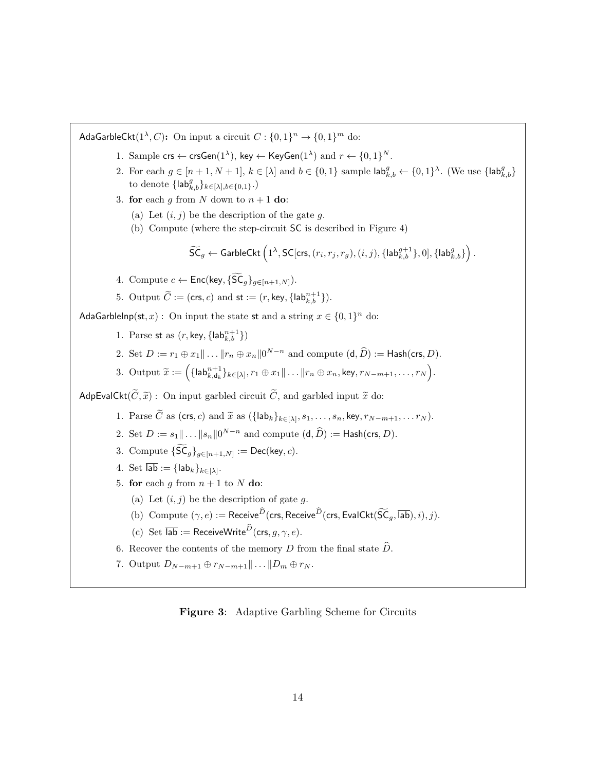$\mathsf{AdaGarbleCkt}(1^\lambda, C)$**:** On input a circuit $C : \{0,1\}^n \to \{0,1\}^m$ do:

1. Sample $\mathsf{crs} \leftarrow \mathsf{crsGen}(1^\lambda)$, $\mathsf{key} \leftarrow \mathsf{KeyGen}(1^\lambda)$ and $r \leftarrow \{0,1\}^N$.
2. For each $g \in [n+1, N+1]$, $k \in [\lambda]$ and $b \in \{0,1\}$ sample $\mathsf{lab}^g_{k,b} \leftarrow \{0,1\}^\lambda$. (We use $\{\mathsf{lab}^g_{k,b}\}$ to denote $\{\mathsf{lab}^g_{k,b}\}_{k\in[\lambda], b\in\{0,1\}}$.)
3. **for** each $g$ from $N$ down to $n+1$ **do**:
   (a) Let $(i,j)$ be the description of the gate $g$.
   (b) Compute (where the step-circuit $\mathsf{SC}$ is described in Figure 4)
   $$\widetilde{\mathsf{SC}}_g \leftarrow \mathsf{GarbleCkt}\left(1^\lambda, \mathsf{SC}[\mathsf{crs}, (r_i, r_j, r_g), (i,j), \{\mathsf{lab}^{g+1}_{k,b}\}, 0], \{\mathsf{lab}^g_{k,b}\}\right).$$
4. Compute $c \leftarrow \mathsf{Enc}(\mathsf{key}, \{\widetilde{\mathsf{SC}}_g\}_{g\in[n+1,N]})$.
5. Output $\widetilde{C} := (\mathsf{crs}, c)$ and $\mathsf{st} := (r, \mathsf{key}, \{\mathsf{lab}^{n+1}_{k,b}\})$.

$\mathsf{AdaGarbleInp}(\mathsf{st}, x)$ : On input the state $\mathsf{st}$ and a string $x \in \{0,1\}^n$ do:

1. Parse $\mathsf{st}$ as $(r, \mathsf{key}, \{\mathsf{lab}^{n+1}_{k,b}\})$
2. Set $D := r_1 \oplus x_1 \| \ldots \| r_n \oplus x_n \| 0^{N-n}$ and compute $(\mathsf{d}, \widehat{D}) := \mathsf{Hash}(\mathsf{crs}, D)$.
3. Output $\widetilde{x} := \left(\{\mathsf{lab}^{n+1}_{k,\mathsf{d}_k}\}_{k\in[\lambda]}, r_1 \oplus x_1 \| \ldots \| r_n \oplus x_n, \mathsf{key}, r_{N-m+1}, \ldots, r_N\right)$.

$\mathsf{AdpEvalCkt}(\widetilde{C}, \widetilde{x})$ : On input garbled circuit $\widetilde{C}$, and garbled input $\widetilde{x}$ do:

1. Parse $\widetilde{C}$ as $(\mathsf{crs}, c)$ and $\widetilde{x}$ as $(\{\mathsf{lab}_k\}_{k\in[\lambda]}, s_1, \ldots, s_n, \mathsf{key}, r_{N-m+1}, \ldots r_N)$.
2. Set $D := s_1 \| \ldots \| s_n \| 0^{N-n}$ and compute $(\mathsf{d}, \widehat{D}) := \mathsf{Hash}(\mathsf{crs}, D)$.
3. Compute $\{\widetilde{\mathsf{SC}}_g\}_{g\in[n+1,N]} := \mathsf{Dec}(\mathsf{key}, c)$.
4. Set $\overline{\mathsf{lab}} := \{\mathsf{lab}_k\}_{k\in[\lambda]}$.
5. **for** each $g$ from $n+1$ to $N$ **do**:
   (a) Let $(i,j)$ be the description of gate $g$.
   (b) Compute $(\gamma, e) := \mathsf{Receive}^{\widehat{D}}(\mathsf{crs}, \mathsf{Receive}^{\widehat{D}}(\mathsf{crs}, \mathsf{EvalCkt}(\widetilde{\mathsf{SC}}_g, \overline{\mathsf{lab}}), i), j)$.
   (c) Set $\overline{\mathsf{lab}} := \mathsf{ReceiveWrite}^{\widehat{D}}(\mathsf{crs}, g, \gamma, e)$.
6. Recover the contents of the memory $D$ from the final state $\widehat{D}$.
7. Output $D_{N-m+1} \oplus r_{N-m+1} \| \ldots \| D_m \oplus r_N$.

**Figure 3**: Adaptive Garbling Scheme for Circuits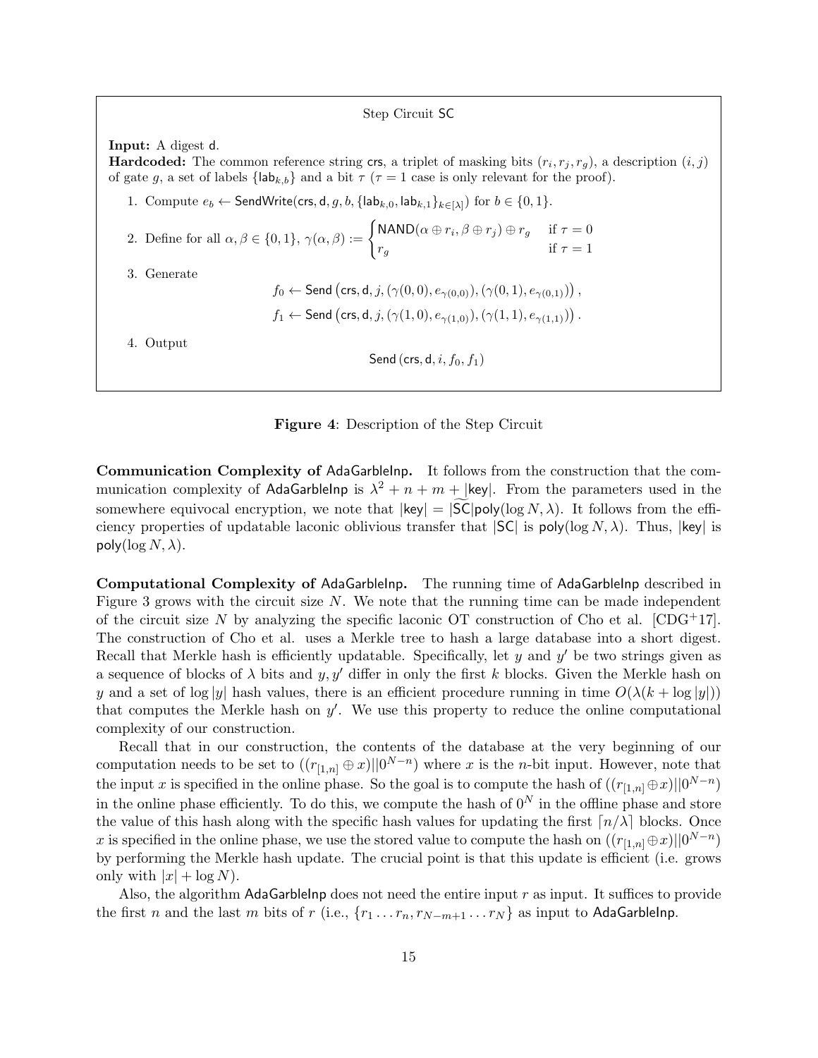**Step Circuit SC**

**Input:** A digest $\mathsf{d}$.

**Hardcoded:** The common reference string $\mathsf{crs}$, a triplet of masking bits $(r_i, r_j, r_g)$, a description $(i, j)$ of gate $g$, a set of labels $\{\mathsf{lab}_{k,b}\}$ and a bit $\tau$ ($\tau = 1$ case is only relevant for the proof).

1. Compute $e_b \leftarrow \mathsf{SendWrite}(\mathsf{crs}, \mathsf{d}, g, b, \{\mathsf{lab}_{k,0}, \mathsf{lab}_{k,1}\}_{k \in [\lambda]})$ for $b \in \{0, 1\}$.
2. Define for all $\alpha, \beta \in \{0, 1\}$, $\gamma(\alpha, \beta) := \begin{cases} \mathsf{NAND}(\alpha \oplus r_i, \beta \oplus r_j) \oplus r_g & \text{if } \tau = 0 \\ r_g & \text{if } \tau = 1 \end{cases}$
3. Generate
$$f_0 \leftarrow \mathsf{Send}\left(\mathsf{crs}, \mathsf{d}, j, (\gamma(0,0), e_{\gamma(0,0)}), (\gamma(0,1), e_{\gamma(0,1)})\right),$$
$$f_1 \leftarrow \mathsf{Send}\left(\mathsf{crs}, \mathsf{d}, j, (\gamma(1,0), e_{\gamma(1,0)}), (\gamma(1,1), e_{\gamma(1,1)})\right).$$
4. Output
$$\mathsf{Send}\left(\mathsf{crs}, \mathsf{d}, i, f_0, f_1\right)$$

**Figure 4**: Description of the Step Circuit

**Communication Complexity of AdaGarbleInp.** It follows from the construction that the communication complexity of AdaGarbleInp is $\lambda^2 + n + m + |\mathsf{key}|$. From the parameters used in the somewhere equivocal encryption, we note that $|\mathsf{key}| = |\widetilde{\mathsf{SC}}|\mathsf{poly}(\log N, \lambda)$. It follows from the efficiency properties of updatable laconic oblivious transfer that $|\mathsf{SC}|$ is $\mathsf{poly}(\log N, \lambda)$. Thus, $|\mathsf{key}|$ is $\mathsf{poly}(\log N, \lambda)$.

**Computational Complexity of AdaGarbleInp.** The running time of AdaGarbleInp described in Figure 3 grows with the circuit size $N$. We note that the running time can be made independent of the circuit size $N$ by analyzing the specific laconic OT construction of Cho et al. [CDG+17]. The construction of Cho et al. uses a Merkle tree to hash a large database into a short digest. Recall that Merkle hash is efficiently updatable. Specifically, let $y$ and $y'$ be two strings given as a sequence of blocks of $\lambda$ bits and $y, y'$ differ in only the first $k$ blocks. Given the Merkle hash on $y$ and a set of $\log |y|$ hash values, there is an efficient procedure running in time $O(\lambda(k + \log |y|))$ that computes the Merkle hash on $y'$. We use this property to reduce the online computational complexity of our construction.

Recall that in our construction, the contents of the database at the very beginning of our computation needs to be set to $((r_{[1,n]} \oplus x)||0^{N-n})$ where $x$ is the $n$-bit input. However, note that the input $x$ is specified in the online phase. So the goal is to compute the hash of $((r_{[1,n]} \oplus x)||0^{N-n})$ in the online phase efficiently. To do this, we compute the hash of $0^N$ in the offline phase and store the value of this hash along with the specific hash values for updating the first $\lceil n/\lambda \rceil$ blocks. Once $x$ is specified in the online phase, we use the stored value to compute the hash on $((r_{[1,n]} \oplus x)||0^{N-n})$ by performing the Merkle hash update. The crucial point is that this update is efficient (i.e. grows only with $|x| + \log N$).

Also, the algorithm AdaGarbleInp does not need the entire input $r$ as input. It suffices to provide the first $n$ and the last $m$ bits of $r$ (i.e., $\{r_1 \ldots r_n, r_{N-m+1} \ldots r_N\}$ as input to AdaGarbleInp.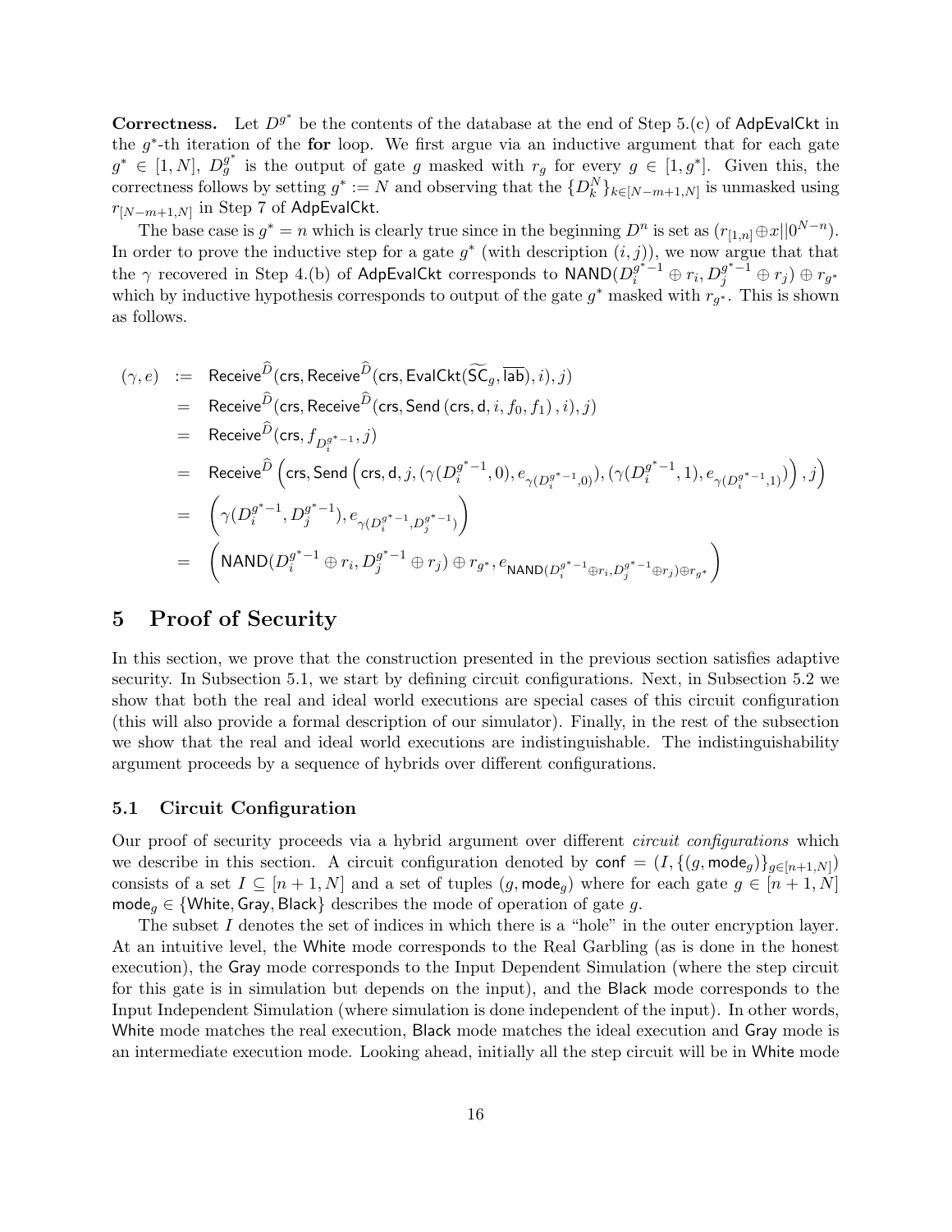**Correctness.** Let $D^{g^*}$ be the contents of the database at the end of Step 5.(c) of $\mathsf{AdpEvalCkt}$ in the $g^*$-th iteration of the **for** loop. We first argue via an inductive argument that for each gate $g^* \in [1, N]$, $D_g^{g^*}$ is the output of gate $g$ masked with $r_g$ for every $g \in [1, g^*]$. Given this, the correctness follows by setting $g^* := N$ and observing that the $\{D_k^N\}_{k \in [N-m+1,N]}$ is unmasked using $r_{[N-m+1,N]}$ in Step 7 of $\mathsf{AdpEvalCkt}$.

The base case is $g^* = n$ which is clearly true since in the beginning $D^n$ is set as $(r_{[1,n]} \oplus x || 0^{N-n})$. In order to prove the inductive step for a gate $g^*$ (with description $(i,j)$), we now argue that that the $\gamma$ recovered in Step 4.(b) of $\mathsf{AdpEvalCkt}$ corresponds to $\mathsf{NAND}(D_i^{g^*-1} \oplus r_i, D_j^{g^*-1} \oplus r_j) \oplus r_{g^*}$ which by inductive hypothesis corresponds to output of the gate $g^*$ masked with $r_{g^*}$. This is shown as follows.

$$
\begin{aligned}
(\gamma, e) &:= \mathsf{Receive}^{\widehat{D}}(\mathsf{crs}, \mathsf{Receive}^{\widehat{D}}(\mathsf{crs}, \mathsf{EvalCkt}(\widetilde{\mathsf{SC}}_g, \overline{\mathsf{lab}}), i), j) \\
&= \mathsf{Receive}^{\widehat{D}}(\mathsf{crs}, \mathsf{Receive}^{\widehat{D}}(\mathsf{crs}, \mathsf{Send}\,(\mathsf{crs}, \mathsf{d}, i, f_0, f_1), i), j) \\
&= \mathsf{Receive}^{\widehat{D}}(\mathsf{crs}, f_{D_i^{g^*-1}}, j) \\
&= \mathsf{Receive}^{\widehat{D}}\left(\mathsf{crs}, \mathsf{Send}\left(\mathsf{crs}, \mathsf{d}, j, (\gamma(D_i^{g^*-1}, 0), e_{\gamma(D_i^{g^*-1},0)}), (\gamma(D_i^{g^*-1}, 1), e_{\gamma(D_i^{g^*-1},1)})\right), j\right) \\
&= \left(\gamma(D_i^{g^*-1}, D_j^{g^*-1}), e_{\gamma(D_i^{g^*-1}, D_j^{g^*-1})}\right) \\
&= \left(\mathsf{NAND}(D_i^{g^*-1} \oplus r_i, D_j^{g^*-1} \oplus r_j) \oplus r_{g^*}, e_{\mathsf{NAND}(D_i^{g^*-1} \oplus r_i, D_j^{g^*-1} \oplus r_j) \oplus r_{g^*}}\right)
\end{aligned}
$$

# 5 Proof of Security

In this section, we prove that the construction presented in the previous section satisfies adaptive security. In Subsection 5.1, we start by defining circuit configurations. Next, in Subsection 5.2 we show that both the real and ideal world executions are special cases of this circuit configuration (this will also provide a formal description of our simulator). Finally, in the rest of the subsection we show that the real and ideal world executions are indistinguishable. The indistinguishability argument proceeds by a sequence of hybrids over different configurations.

## 5.1 Circuit Configuration

Our proof of security proceeds via a hybrid argument over different *circuit configurations* which we describe in this section. A circuit configuration denoted by $\mathsf{conf} = (I, \{(g, \mathsf{mode}_g)\}_{g \in [n+1,N]})$ consists of a set $I \subseteq [n+1, N]$ and a set of tuples $(g, \mathsf{mode}_g)$ where for each gate $g \in [n+1, N]$ $\mathsf{mode}_g \in \{\mathsf{White}, \mathsf{Gray}, \mathsf{Black}\}$ describes the mode of operation of gate $g$.

The subset $I$ denotes the set of indices in which there is a "hole" in the outer encryption layer. At an intuitive level, the $\mathsf{White}$ mode corresponds to the Real Garbling (as is done in the honest execution), the $\mathsf{Gray}$ mode corresponds to the Input Dependent Simulation (where the step circuit for this gate is in simulation but depends on the input), and the $\mathsf{Black}$ mode corresponds to the Input Independent Simulation (where simulation is done independent of the input). In other words, $\mathsf{White}$ mode matches the real execution, $\mathsf{Black}$ mode matches the ideal execution and $\mathsf{Gray}$ mode is an intermediate execution mode. Looking ahead, initially all the step circuit will be in $\mathsf{White}$ mode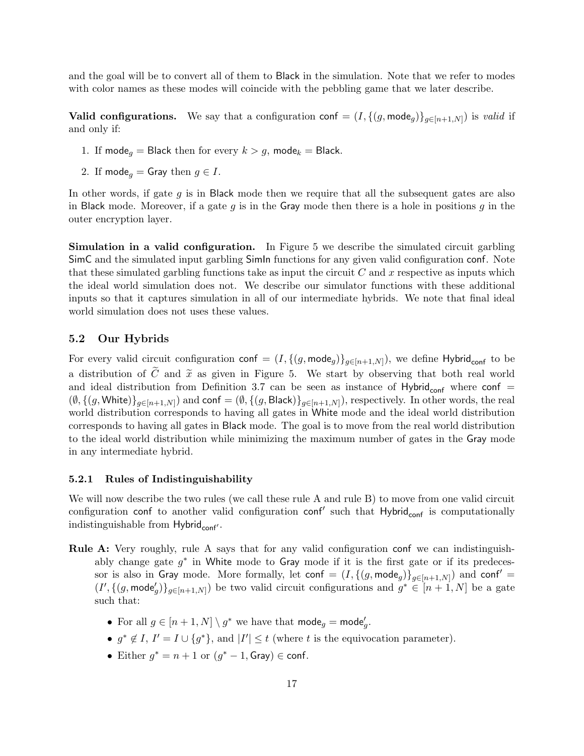and the goal will be to convert all of them to Black in the simulation. Note that we refer to modes with color names as these modes will coincide with the pebbling game that we later describe.

**Valid configurations.** We say that a configuration $\mathsf{conf} = (I, \{(g, \mathsf{mode}_g)\}_{g \in [n+1,N]})$ is *valid* if and only if:

1. If $\mathsf{mode}_g = \mathsf{Black}$ then for every $k > g$, $\mathsf{mode}_k = \mathsf{Black}$.
2. If $\mathsf{mode}_g = \mathsf{Gray}$ then $g \in I$.

In other words, if gate $g$ is in Black mode then we require that all the subsequent gates are also in Black mode. Moreover, if a gate $g$ is in the Gray mode then there is a hole in positions $g$ in the outer encryption layer.

**Simulation in a valid configuration.** In Figure 5 we describe the simulated circuit garbling SimC and the simulated input garbling SimIn functions for any given valid configuration conf. Note that these simulated garbling functions take as input the circuit $C$ and $x$ respective as inputs which the ideal world simulation does not. We describe our simulator functions with these additional inputs so that it captures simulation in all of our intermediate hybrids. We note that final ideal world simulation does not uses these values.

## 5.2 Our Hybrids

For every valid circuit configuration $\mathsf{conf} = (I, \{(g, \mathsf{mode}_g)\}_{g \in [n+1,N]})$, we define $\mathsf{Hybrid}_{\mathsf{conf}}$ to be a distribution of $\widetilde{C}$ and $\widetilde{x}$ as given in Figure 5. We start by observing that both real world and ideal distribution from Definition 3.7 can be seen as instance of $\mathsf{Hybrid}_{\mathsf{conf}}$ where $\mathsf{conf} = (\emptyset, \{(g, \mathsf{White})\}_{g \in [n+1,N]})$ and $\mathsf{conf} = (\emptyset, \{(g, \mathsf{Black})\}_{g \in [n+1,N]})$, respectively. In other words, the real world distribution corresponds to having all gates in White mode and the ideal world distribution corresponds to having all gates in Black mode. The goal is to move from the real world distribution to the ideal world distribution while minimizing the maximum number of gates in the Gray mode in any intermediate hybrid.

### 5.2.1 Rules of Indistinguishability

We will now describe the two rules (we call these rule A and rule B) to move from one valid circuit configuration conf to another valid configuration $\mathsf{conf}'$ such that $\mathsf{Hybrid}_{\mathsf{conf}}$ is computationally indistinguishable from $\mathsf{Hybrid}_{\mathsf{conf}'}$.

**Rule A:** Very roughly, rule A says that for any valid configuration conf we can indistinguishably change gate $g^*$ in White mode to Gray mode if it is the first gate or if its predecessor is also in Gray mode. More formally, let $\mathsf{conf} = (I, \{(g, \mathsf{mode}_g)\}_{g \in [n+1,N]})$ and $\mathsf{conf}' = (I', \{(g, \mathsf{mode}'_g)\}_{g \in [n+1,N]})$ be two valid circuit configurations and $g^* \in [n+1, N]$ be a gate such that:

- For all $g \in [n+1, N] \setminus g^*$ we have that $\mathsf{mode}_g = \mathsf{mode}'_g$.
- $g^* \notin I$, $I' = I \cup \{g^*\}$, and $|I'| \leq t$ (where $t$ is the equivocation parameter).
- Either $g^* = n+1$ or $(g^* - 1, \mathsf{Gray}) \in \mathsf{conf}$.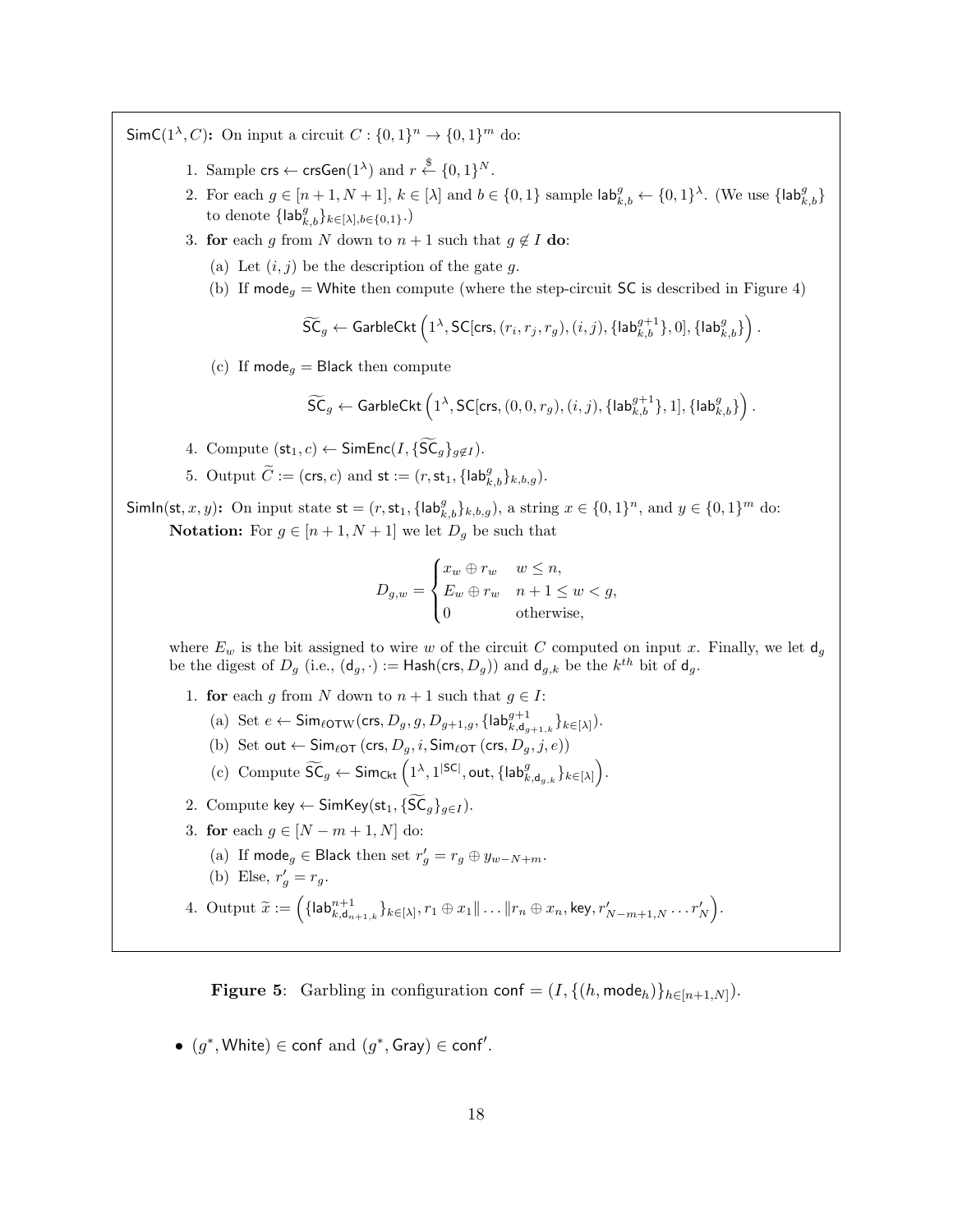$\mathsf{SimC}(1^\lambda, C)$**:** On input a circuit $C : \{0,1\}^n \to \{0,1\}^m$ do:

1. Sample $\mathsf{crs} \leftarrow \mathsf{crsGen}(1^\lambda)$ and $r \xleftarrow{\$} \{0,1\}^N$.
2. For each $g \in [n+1, N+1]$, $k \in [\lambda]$ and $b \in \{0,1\}$ sample $\mathsf{lab}^g_{k,b} \leftarrow \{0,1\}^\lambda$. (We use $\{\mathsf{lab}^g_{k,b}\}$ to denote $\{\mathsf{lab}^g_{k,b}\}_{k\in[\lambda], b\in\{0,1\}}$.)
3. **for** each $g$ from $N$ down to $n+1$ such that $g \notin I$ **do**:
   (a) Let $(i,j)$ be the description of the gate $g$.
   (b) If $\mathsf{mode}_g = \mathsf{White}$ then compute (where the step-circuit $\mathsf{SC}$ is described in Figure 4)
   $$\widetilde{\mathsf{SC}}_g \leftarrow \mathsf{GarbleCkt}\left(1^\lambda, \mathsf{SC}[\mathsf{crs}, (r_i, r_j, r_g), (i,j), \{\mathsf{lab}^{g+1}_{k,b}\}, 0], \{\mathsf{lab}^g_{k,b}\}\right).$$
   (c) If $\mathsf{mode}_g = \mathsf{Black}$ then compute
   $$\widetilde{\mathsf{SC}}_g \leftarrow \mathsf{GarbleCkt}\left(1^\lambda, \mathsf{SC}[\mathsf{crs}, (0, 0, r_g), (i,j), \{\mathsf{lab}^{g+1}_{k,b}\}, 1], \{\mathsf{lab}^g_{k,b}\}\right).$$
4. Compute $(\mathsf{st}_1, c) \leftarrow \mathsf{SimEnc}(I, \{\widetilde{\mathsf{SC}}_g\}_{g\notin I})$.
5. Output $\widetilde{C} := (\mathsf{crs}, c)$ and $\mathsf{st} := (r, \mathsf{st}_1, \{\mathsf{lab}^g_{k,b}\}_{k,b,g})$.

$\mathsf{SimIn}(\mathsf{st}, x, y)$**:** On input state $\mathsf{st} = (r, \mathsf{st}_1, \{\mathsf{lab}^g_{k,b}\}_{k,b,g})$, a string $x \in \{0,1\}^n$, and $y \in \{0,1\}^m$ do:

**Notation:** For $g \in [n+1, N+1]$ we let $D_g$ be such that

$$D_{g,w} = \begin{cases} x_w \oplus r_w & w \leq n, \\ E_w \oplus r_w & n+1 \leq w < g, \\ 0 & \text{otherwise,} \end{cases}$$

where $E_w$ is the bit assigned to wire $w$ of the circuit $C$ computed on input $x$. Finally, we let $\mathsf{d}_g$ be the digest of $D_g$ (i.e., $(\mathsf{d}_g, \cdot) := \mathsf{Hash}(\mathsf{crs}, D_g)$) and $\mathsf{d}_{g,k}$ be the $k^{th}$ bit of $\mathsf{d}_g$.

1. **for** each $g$ from $N$ down to $n+1$ such that $g \in I$:
   (a) Set $e \leftarrow \mathsf{Sim}_{\ell\mathsf{OTW}}(\mathsf{crs}, D_g, g, D_{g+1,g}, \{\mathsf{lab}^{g+1}_{k,\mathsf{d}_{g+1,k}}\}_{k\in[\lambda]})$.
   (b) Set $\mathsf{out} \leftarrow \mathsf{Sim}_{\ell\mathsf{OT}}(\mathsf{crs}, D_g, i, \mathsf{Sim}_{\ell\mathsf{OT}}(\mathsf{crs}, D_g, j, e))$
   (c) Compute $\widetilde{\mathsf{SC}}_g \leftarrow \mathsf{Sim}_{\mathsf{Ckt}}\left(1^\lambda, 1^{|\mathsf{SC}|}, \mathsf{out}, \{\mathsf{lab}^g_{k,\mathsf{d}_{g,k}}\}_{k\in[\lambda]}\right)$.
2. Compute $\mathsf{key} \leftarrow \mathsf{SimKey}(\mathsf{st}_1, \{\widetilde{\mathsf{SC}}_g\}_{g\in I})$.
3. **for** each $g \in [N-m+1, N]$ do:
   (a) If $\mathsf{mode}_g \in \mathsf{Black}$ then set $r'_g = r_g \oplus y_{w-N+m}$.
   (b) Else, $r'_g = r_g$.
4. Output $\widetilde{x} := \left(\{\mathsf{lab}^{n+1}_{k,\mathsf{d}_{n+1,k}}\}_{k\in[\lambda]}, r_1 \oplus x_1 \| \ldots \| r_n \oplus x_n, \mathsf{key}, r'_{N-m+1,N} \ldots r'_N\right)$.

**Figure 5**: Garbling in configuration $\mathsf{conf} = (I, \{(h, \mathsf{mode}_h)\}_{h\in[n+1,N]})$.

- $(g^*, \mathsf{White}) \in \mathsf{conf}$ and $(g^*, \mathsf{Gray}) \in \mathsf{conf}'$.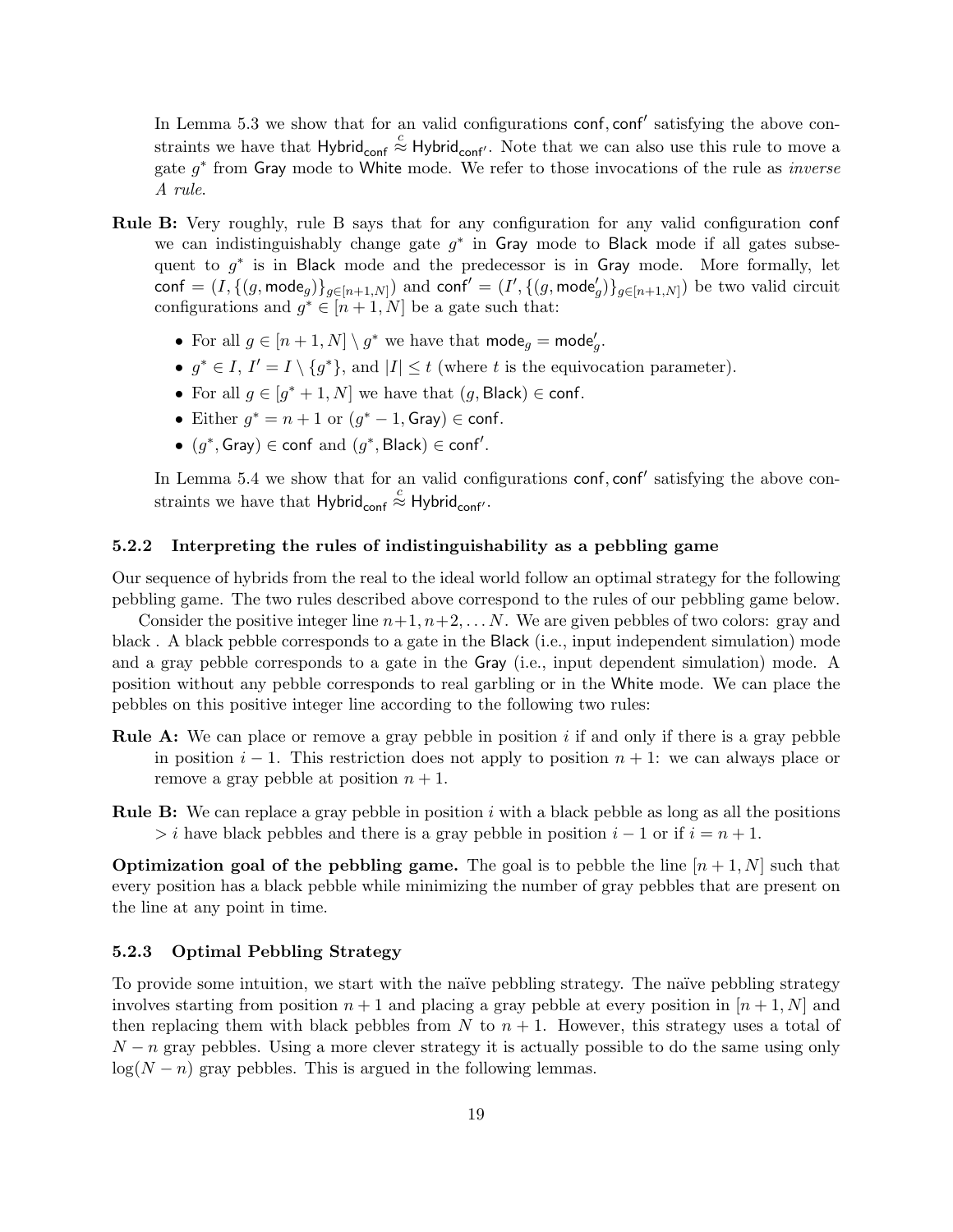In Lemma 5.3 we show that for an valid configurations $\mathsf{conf}, \mathsf{conf}'$ satisfying the above constraints we have that $\mathsf{Hybrid}_{\mathsf{conf}} \overset{c}{\approx} \mathsf{Hybrid}_{\mathsf{conf}'}$. Note that we can also use this rule to move a gate $g^*$ from $\mathsf{Gray}$ mode to $\mathsf{White}$ mode. We refer to those invocations of the rule as *inverse A rule*.

**Rule B:** Very roughly, rule B says that for any configuration for any valid configuration $\mathsf{conf}$ we can indistinguishably change gate $g^*$ in $\mathsf{Gray}$ mode to $\mathsf{Black}$ mode if all gates subsequent to $g^*$ is in $\mathsf{Black}$ mode and the predecessor is in $\mathsf{Gray}$ mode. More formally, let $\mathsf{conf} = (I, \{(g, \mathsf{mode}_g)\}_{g \in [n+1,N]})$ and $\mathsf{conf}' = (I', \{(g, \mathsf{mode}'_g)\}_{g \in [n+1,N]})$ be two valid circuit configurations and $g^* \in [n+1, N]$ be a gate such that:

- For all $g \in [n+1, N] \setminus g^*$ we have that $\mathsf{mode}_g = \mathsf{mode}'_g$.
- $g^* \in I$, $I' = I \setminus \{g^*\}$, and $|I| \leq t$ (where $t$ is the equivocation parameter).
- For all $g \in [g^*+1, N]$ we have that $(g, \mathsf{Black}) \in \mathsf{conf}$.
- Either $g^* = n+1$ or $(g^*-1, \mathsf{Gray}) \in \mathsf{conf}$.
- $(g^*, \mathsf{Gray}) \in \mathsf{conf}$ and $(g^*, \mathsf{Black}) \in \mathsf{conf}'$.

In Lemma 5.4 we show that for an valid configurations $\mathsf{conf}, \mathsf{conf}'$ satisfying the above constraints we have that $\mathsf{Hybrid}_{\mathsf{conf}} \overset{c}{\approx} \mathsf{Hybrid}_{\mathsf{conf}'}$.

### 5.2.2 Interpreting the rules of indistinguishability as a pebbling game

Our sequence of hybrids from the real to the ideal world follow an optimal strategy for the following pebbling game. The two rules described above correspond to the rules of our pebbling game below.

Consider the positive integer line $n+1, n+2, \ldots N$. We are given pebbles of two colors: gray and black . A black pebble corresponds to a gate in the $\mathsf{Black}$ (i.e., input independent simulation) mode and a gray pebble corresponds to a gate in the $\mathsf{Gray}$ (i.e., input dependent simulation) mode. A position without any pebble corresponds to real garbling or in the $\mathsf{White}$ mode. We can place the pebbles on this positive integer line according to the following two rules:

**Rule A:** We can place or remove a gray pebble in position $i$ if and only if there is a gray pebble in position $i-1$. This restriction does not apply to position $n+1$: we can always place or remove a gray pebble at position $n+1$.

**Rule B:** We can replace a gray pebble in position $i$ with a black pebble as long as all the positions $> i$ have black pebbles and there is a gray pebble in position $i-1$ or if $i = n+1$.

**Optimization goal of the pebbling game.** The goal is to pebble the line $[n+1, N]$ such that every position has a black pebble while minimizing the number of gray pebbles that are present on the line at any point in time.

### 5.2.3 Optimal Pebbling Strategy

To provide some intuition, we start with the naïve pebbling strategy. The naïve pebbling strategy involves starting from position $n+1$ and placing a gray pebble at every position in $[n+1, N]$ and then replacing them with black pebbles from $N$ to $n+1$. However, this strategy uses a total of $N-n$ gray pebbles. Using a more clever strategy it is actually possible to do the same using only $\log(N-n)$ gray pebbles. This is argued in the following lemmas.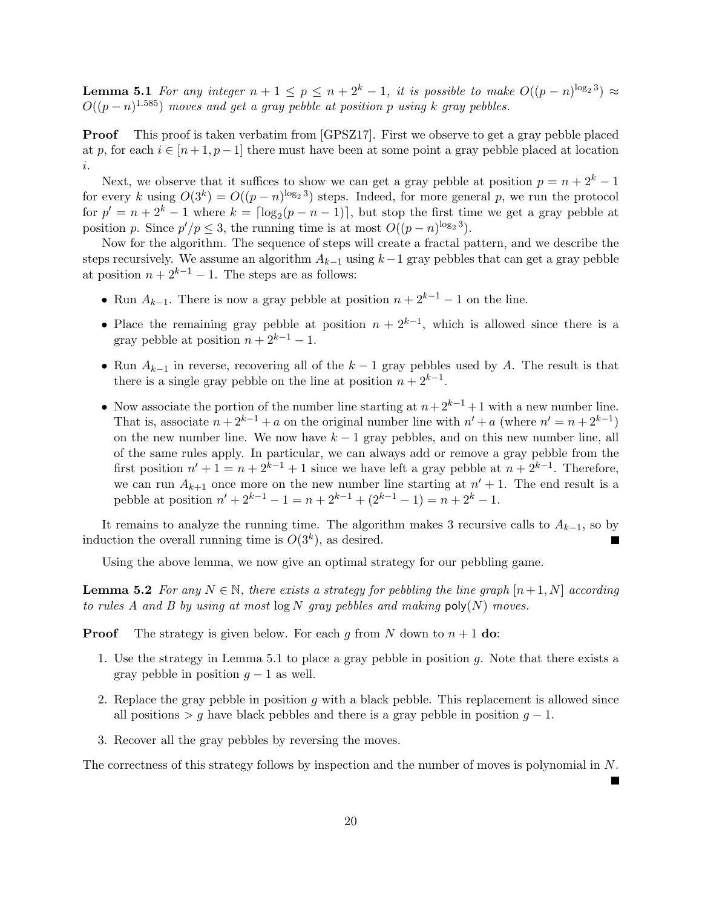**Lemma 5.1** *For any integer $n+1 \le p \le n+2^k-1$, it is possible to make $O((p-n)^{\log_2 3}) \approx O((p-n)^{1.585})$ moves and get a gray pebble at position $p$ using $k$ gray pebbles.*

**Proof** This proof is taken verbatim from [GPSZ17]. First we observe to get a gray pebble placed at $p$, for each $i \in [n+1, p-1]$ there must have been at some point a gray pebble placed at location $i$.

Next, we observe that it suffices to show we can get a gray pebble at position $p = n + 2^k - 1$ for every $k$ using $O(3^k) = O((p-n)^{\log_2 3})$ steps. Indeed, for more general $p$, we run the protocol for $p' = n + 2^k - 1$ where $k = \lceil \log_2(p - n - 1) \rceil$, but stop the first time we get a gray pebble at position $p$. Since $p'/p \le 3$, the running time is at most $O((p-n)^{\log_2 3})$.

Now for the algorithm. The sequence of steps will create a fractal pattern, and we describe the steps recursively. We assume an algorithm $A_{k-1}$ using $k-1$ gray pebbles that can get a gray pebble at position $n + 2^{k-1} - 1$. The steps are as follows:

- Run $A_{k-1}$. There is now a gray pebble at position $n + 2^{k-1} - 1$ on the line.
- Place the remaining gray pebble at position $n + 2^{k-1}$, which is allowed since there is a gray pebble at position $n + 2^{k-1} - 1$.
- Run $A_{k-1}$ in reverse, recovering all of the $k-1$ gray pebbles used by $A$. The result is that there is a single gray pebble on the line at position $n + 2^{k-1}$.
- Now associate the portion of the number line starting at $n + 2^{k-1} + 1$ with a new number line. That is, associate $n + 2^{k-1} + a$ on the original number line with $n' + a$ (where $n' = n + 2^{k-1}$) on the new number line. We now have $k-1$ gray pebbles, and on this new number line, all of the same rules apply. In particular, we can always add or remove a gray pebble from the first position $n' + 1 = n + 2^{k-1} + 1$ since we have left a gray pebble at $n + 2^{k-1}$. Therefore, we can run $A_{k+1}$ once more on the new number line starting at $n' + 1$. The end result is a pebble at position $n' + 2^{k-1} - 1 = n + 2^{k-1} + (2^{k-1} - 1) = n + 2^k - 1$.

It remains to analyze the running time. The algorithm makes 3 recursive calls to $A_{k-1}$, so by induction the overall running time is $O(3^k)$, as desired. ■

Using the above lemma, we now give an optimal strategy for our pebbling game.

**Lemma 5.2** *For any $N \in \mathbb{N}$, there exists a strategy for pebbling the line graph $[n+1, N]$ according to rules A and B by using at most $\log N$ gray pebbles and making $\mathsf{poly}(N)$ moves.*

**Proof** The strategy is given below. For each $g$ from $N$ down to $n+1$ **do**:

1. Use the strategy in Lemma 5.1 to place a gray pebble in position $g$. Note that there exists a gray pebble in position $g-1$ as well.
2. Replace the gray pebble in position $g$ with a black pebble. This replacement is allowed since all positions $> g$ have black pebbles and there is a gray pebble in position $g-1$.
3. Recover all the gray pebbles by reversing the moves.

The correctness of this strategy follows by inspection and the number of moves is polynomial in $N$. ■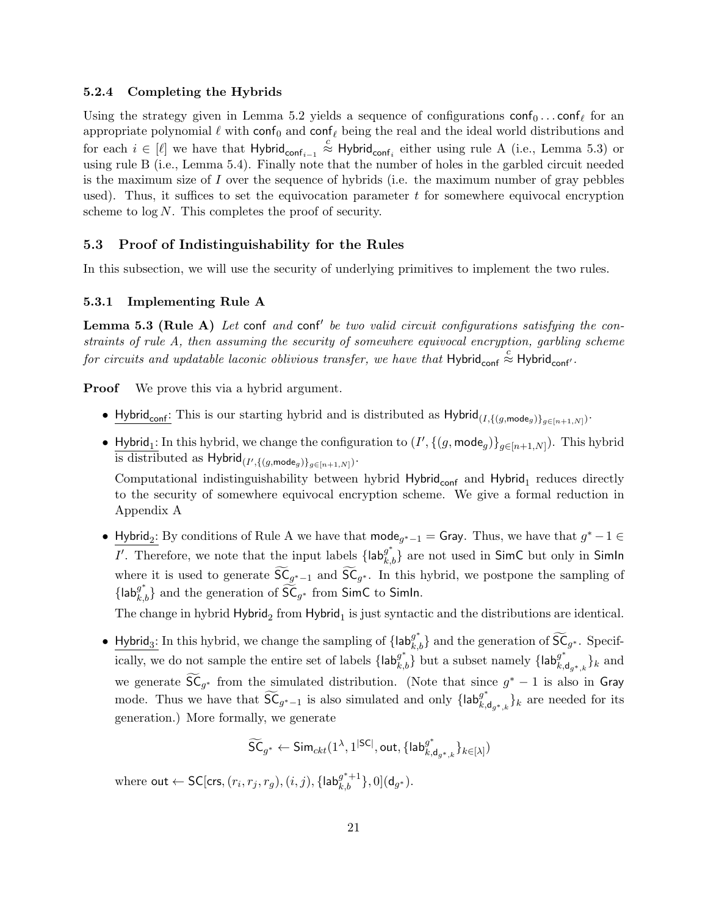### 5.2.4 Completing the Hybrids

Using the strategy given in Lemma 5.2 yields a sequence of configurations $\mathsf{conf}_0 \ldots \mathsf{conf}_\ell$ for an appropriate polynomial $\ell$ with $\mathsf{conf}_0$ and $\mathsf{conf}_\ell$ being the real and the ideal world distributions and for each $i \in [\ell]$ we have that $\mathsf{Hybrid}_{\mathsf{conf}_{i-1}} \overset{c}{\approx} \mathsf{Hybrid}_{\mathsf{conf}_i}$ either using rule A (i.e., Lemma 5.3) or using rule B (i.e., Lemma 5.4). Finally note that the number of holes in the garbled circuit needed is the maximum size of $I$ over the sequence of hybrids (i.e. the maximum number of gray pebbles used). Thus, it suffices to set the equivocation parameter $t$ for somewhere equivocal encryption scheme to $\log N$. This completes the proof of security.

## 5.3 Proof of Indistinguishability for the Rules

In this subsection, we will use the security of underlying primitives to implement the two rules.

### 5.3.1 Implementing Rule A

**Lemma 5.3 (Rule A)** *Let* $\mathsf{conf}$ *and* $\mathsf{conf}'$ *be two valid circuit configurations satisfying the constraints of rule A, then assuming the security of somewhere equivocal encryption, garbling scheme for circuits and updatable laconic oblivious transfer, we have that* $\mathsf{Hybrid}_{\mathsf{conf}} \overset{c}{\approx} \mathsf{Hybrid}_{\mathsf{conf}'}$.

**Proof** We prove this via a hybrid argument.

- $\underline{\mathsf{Hybrid}_{\mathsf{conf}}}$: This is our starting hybrid and is distributed as $\mathsf{Hybrid}_{(I,\{(g,\mathsf{mode}_g)\}_{g\in[n+1,N]})}$.
- $\underline{\mathsf{Hybrid}_1}$: In this hybrid, we change the configuration to $(I', \{(g, \mathsf{mode}_g)\}_{g\in[n+1,N]})$. This hybrid is distributed as $\mathsf{Hybrid}_{(I',\{(g,\mathsf{mode}_g)\}_{g\in[n+1,N]})}$.

  Computational indistinguishability between hybrid $\mathsf{Hybrid}_{\mathsf{conf}}$ and $\mathsf{Hybrid}_1$ reduces directly to the security of somewhere equivocal encryption scheme. We give a formal reduction in Appendix A
- $\underline{\mathsf{Hybrid}_2}$: By conditions of Rule A we have that $\mathsf{mode}_{g^*-1} = \mathsf{Gray}$. Thus, we have that $g^*-1 \in I'$. Therefore, we note that the input labels $\{\mathsf{lab}^{g^*}_{k,b}\}$ are not used in $\mathsf{SimC}$ but only in $\mathsf{SimIn}$ where it is used to generate $\widetilde{\mathsf{SC}}_{g^*-1}$ and $\widetilde{\mathsf{SC}}_{g^*}$. In this hybrid, we postpone the sampling of $\{\mathsf{lab}^{g^*}_{k,b}\}$ and the generation of $\widetilde{\mathsf{SC}}_{g^*}$ from $\mathsf{SimC}$ to $\mathsf{SimIn}$.

  The change in hybrid $\mathsf{Hybrid}_2$ from $\mathsf{Hybrid}_1$ is just syntactic and the distributions are identical.
- $\underline{\mathsf{Hybrid}_3}$: In this hybrid, we change the sampling of $\{\mathsf{lab}^{g^*}_{k,b}\}$ and the generation of $\widetilde{\mathsf{SC}}_{g^*}$. Specifically, we do not sample the entire set of labels $\{\mathsf{lab}^{g^*}_{k,b}\}$ but a subset namely $\{\mathsf{lab}^{g^*}_{k,\mathsf{d}_{g^*,k}}\}_k$ and we generate $\widetilde{\mathsf{SC}}_{g^*}$ from the simulated distribution. (Note that since $g^*-1$ is also in $\mathsf{Gray}$ mode. Thus we have that $\widetilde{\mathsf{SC}}_{g^*-1}$ is also simulated and only $\{\mathsf{lab}^{g^*}_{k,\mathsf{d}_{g^*,k}}\}_k$ are needed for its generation.) More formally, we generate

  $$\widetilde{\mathsf{SC}}_{g^*} \leftarrow \mathsf{Sim}_{ckt}(1^\lambda, 1^{|\mathsf{SC}|}, \mathsf{out}, \{\mathsf{lab}^{g^*}_{k,\mathsf{d}_{g^*,k}}\}_{k\in[\lambda]})$$

  where $\mathsf{out} \leftarrow \mathsf{SC}[\mathsf{crs}, (r_i, r_j, r_g), (i, j), \{\mathsf{lab}^{g^*+1}_{k,b}\}, 0](\mathsf{d}_{g^*})$.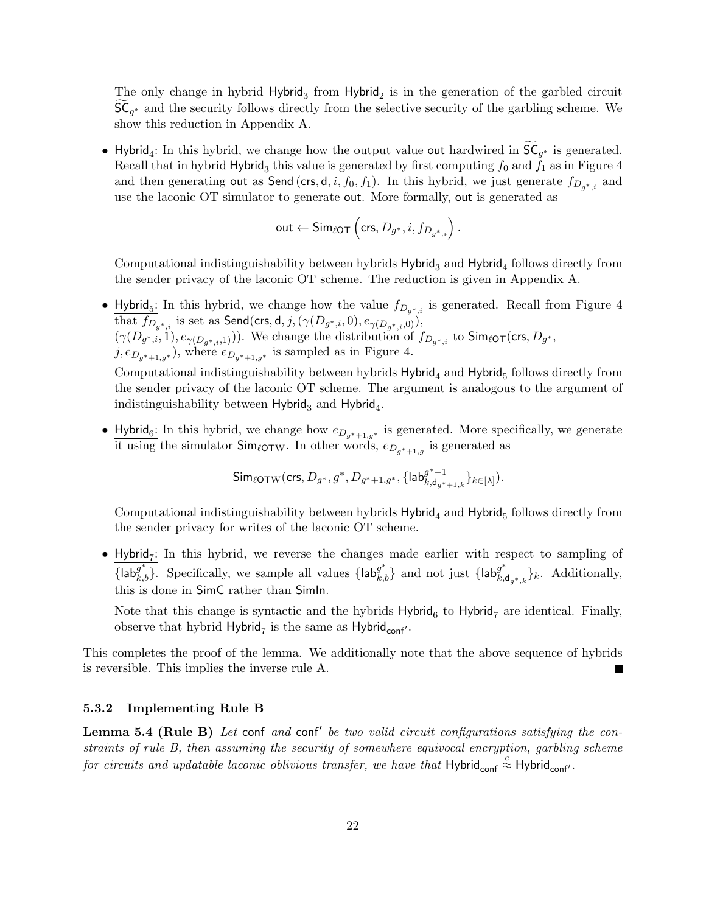The only change in hybrid $\mathsf{Hybrid}_3$ from $\mathsf{Hybrid}_2$ is in the generation of the garbled circuit $\widetilde{\mathsf{SC}}_{g^*}$ and the security follows directly from the selective security of the garbling scheme. We show this reduction in Appendix A.

- $\underline{\mathsf{Hybrid}_4}$: In this hybrid, we change how the output value $\mathsf{out}$ hardwired in $\widetilde{\mathsf{SC}}_{g^*}$ is generated. Recall that in hybrid $\mathsf{Hybrid}_3$ this value is generated by first computing $f_0$ and $f_1$ as in Figure 4 and then generating $\mathsf{out}$ as $\mathsf{Send}\left(\mathsf{crs}, \mathsf{d}, i, f_0, f_1\right)$. In this hybrid, we just generate $f_{D_{g^*,i}}$ and use the laconic OT simulator to generate $\mathsf{out}$. More formally, $\mathsf{out}$ is generated as

$$\mathsf{out} \leftarrow \mathsf{Sim}_{\ell\mathsf{OT}}\left(\mathsf{crs}, D_{g^*}, i, f_{D_{g^*,i}}\right).$$

  Computational indistinguishability between hybrids $\mathsf{Hybrid}_3$ and $\mathsf{Hybrid}_4$ follows directly from the sender privacy of the laconic OT scheme. The reduction is given in Appendix A.

- $\underline{\mathsf{Hybrid}_5}$: In this hybrid, we change how the value $f_{D_{g^*,i}}$ is generated. Recall from Figure 4 that $f_{D_{g^*,i}}$ is set as $\mathsf{Send}(\mathsf{crs}, \mathsf{d}, j, (\gamma(D_{g^*,i}, 0), e_{\gamma(D_{g^*,i},0)}),$ $(\gamma(D_{g^*,i}, 1), e_{\gamma(D_{g^*,i},1)}))$. We change the distribution of $f_{D_{g^*,i}}$ to $\mathsf{Sim}_{\ell\mathsf{OT}}(\mathsf{crs}, D_{g^*},$ $j, e_{D_{g^*+1,g^*}})$, where $e_{D_{g^*+1,g^*}}$ is sampled as in Figure 4.

  Computational indistinguishability between hybrids $\mathsf{Hybrid}_4$ and $\mathsf{Hybrid}_5$ follows directly from the sender privacy of the laconic OT scheme. The argument is analogous to the argument of indistinguishability between $\mathsf{Hybrid}_3$ and $\mathsf{Hybrid}_4$.

- $\underline{\mathsf{Hybrid}_6}$: In this hybrid, we change how $e_{D_{g^*+1,g^*}}$ is generated. More specifically, we generate it using the simulator $\mathsf{Sim}_{\ell\mathsf{OTW}}$. In other words, $e_{D_{g^*+1,g}}$ is generated as

$$\mathsf{Sim}_{\ell\mathsf{OTW}}(\mathsf{crs}, D_{g^*}, g^*, D_{g^*+1,g^*}, \{\mathsf{lab}^{g^*+1}_{k,\mathsf{d}_{g^*+1,k}}\}_{k\in[\lambda]}).$$

  Computational indistinguishability between hybrids $\mathsf{Hybrid}_4$ and $\mathsf{Hybrid}_5$ follows directly from the sender privacy for writes of the laconic OT scheme.

- $\underline{\mathsf{Hybrid}_7}$: In this hybrid, we reverse the changes made earlier with respect to sampling of $\{\mathsf{lab}^{g^*}_{k,b}\}$. Specifically, we sample all values $\{\mathsf{lab}^{g^*}_{k,b}\}$ and not just $\{\mathsf{lab}^{g^*}_{k,\mathsf{d}_{g^*,k}}\}_k$. Additionally, this is done in $\mathsf{SimC}$ rather than $\mathsf{SimIn}$.

  Note that this change is syntactic and the hybrids $\mathsf{Hybrid}_6$ to $\mathsf{Hybrid}_7$ are identical. Finally, observe that hybrid $\mathsf{Hybrid}_7$ is the same as $\mathsf{Hybrid}_{\mathsf{conf}'}$.

This completes the proof of the lemma. We additionally note that the above sequence of hybrids is reversible. This implies the inverse rule A. ∎

#### 5.3.2 Implementing Rule B

**Lemma 5.4 (Rule B)** *Let* $\mathsf{conf}$ *and* $\mathsf{conf}'$ *be two valid circuit configurations satisfying the constraints of rule B, then assuming the security of somewhere equivocal encryption, garbling scheme for circuits and updatable laconic oblivious transfer, we have that* $\mathsf{Hybrid}_{\mathsf{conf}} \overset{c}{\approx} \mathsf{Hybrid}_{\mathsf{conf}'}$.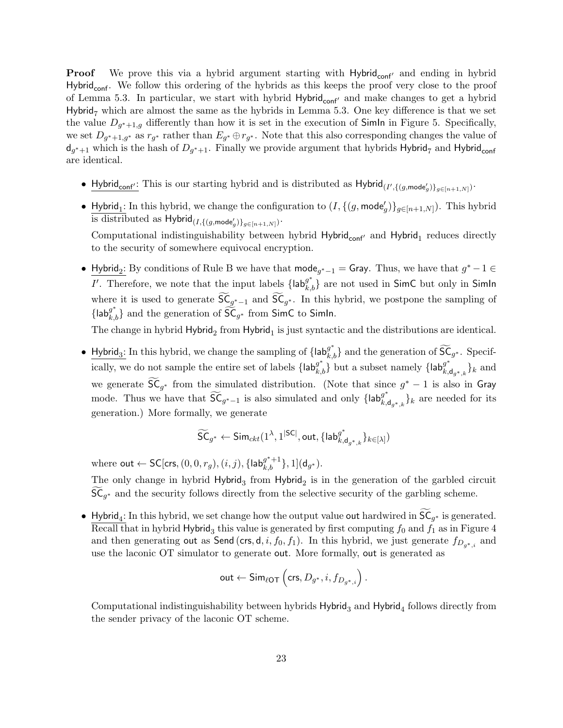**Proof** We prove this via a hybrid argument starting with $\mathsf{Hybrid}_{\mathsf{conf}'}$ and ending in hybrid $\mathsf{Hybrid}_{\mathsf{conf}}$. We follow this ordering of the hybrids as this keeps the proof very close to the proof of Lemma 5.3. In particular, we start with hybrid $\mathsf{Hybrid}_{\mathsf{conf}'}$ and make changes to get a hybrid $\mathsf{Hybrid}_7$ which are almost the same as the hybrids in Lemma 5.3. One key difference is that we set the value $D_{g^*+1,g}$ differently than how it is set in the execution of $\mathsf{SimIn}$ in Figure 5. Specifically, we set $D_{g^*+1,g^*}$ as $r_{g^*}$ rather than $E_{g^*} \oplus r_{g^*}$. Note that this also corresponding changes the value of $\mathsf{d}_{g^*+1}$ which is the hash of $D_{g^*+1}$. Finally we provide argument that hybrids $\mathsf{Hybrid}_7$ and $\mathsf{Hybrid}_{\mathsf{conf}}$ are identical.

- $\underline{\mathsf{Hybrid}_{\mathsf{conf}'}}$: This is our starting hybrid and is distributed as $\mathsf{Hybrid}_{(I',\{(g,\mathsf{mode}'_g)\}_{g\in[n+1,N]})}$.

- $\underline{\mathsf{Hybrid}_1}$: In this hybrid, we change the configuration to $(I, \{(g, \mathsf{mode}'_g)\}_{g\in[n+1,N]})$. This hybrid is distributed as $\mathsf{Hybrid}_{(I,\{(g,\mathsf{mode}'_g)\}_{g\in[n+1,N]})}$.

  Computational indistinguishability between hybrid $\mathsf{Hybrid}_{\mathsf{conf}'}$ and $\mathsf{Hybrid}_1$ reduces directly to the security of somewhere equivocal encryption.

- $\underline{\mathsf{Hybrid}_2}$: By conditions of Rule B we have that $\mathsf{mode}_{g^*-1} = \mathsf{Gray}$. Thus, we have that $g^* - 1 \in I'$. Therefore, we note that the input labels $\{\mathsf{lab}^{g^*}_{k,b}\}$ are not used in $\mathsf{SimC}$ but only in $\mathsf{SimIn}$ where it is used to generate $\widetilde{\mathsf{SC}}_{g^*-1}$ and $\widetilde{\mathsf{SC}}_{g^*}$. In this hybrid, we postpone the sampling of $\{\mathsf{lab}^{g^*}_{k,b}\}$ and the generation of $\widetilde{\mathsf{SC}}_{g^*}$ from $\mathsf{SimC}$ to $\mathsf{SimIn}$.

  The change in hybrid $\mathsf{Hybrid}_2$ from $\mathsf{Hybrid}_1$ is just syntactic and the distributions are identical.

- $\underline{\mathsf{Hybrid}_3}$: In this hybrid, we change the sampling of $\{\mathsf{lab}^{g^*}_{k,b}\}$ and the generation of $\widetilde{\mathsf{SC}}_{g^*}$. Specifically, we do not sample the entire set of labels $\{\mathsf{lab}^{g^*}_{k,b}\}$ but a subset namely $\{\mathsf{lab}^{g^*}_{k,\mathsf{d}_{g^*,k}}\}_k$ and we generate $\widetilde{\mathsf{SC}}_{g^*}$ from the simulated distribution. (Note that since $g^* - 1$ is also in $\mathsf{Gray}$ mode. Thus we have that $\widetilde{\mathsf{SC}}_{g^*-1}$ is also simulated and only $\{\mathsf{lab}^{g^*}_{k,\mathsf{d}_{g^*,k}}\}_k$ are needed for its generation.) More formally, we generate

$$\widetilde{\mathsf{SC}}_{g^*} \leftarrow \mathsf{Sim}_{ckt}(1^\lambda, 1^{|\mathsf{SC}|}, \mathsf{out}, \{\mathsf{lab}^{g^*}_{k,\mathsf{d}_{g^*,k}}\}_{k\in[\lambda]})$$

  where $\mathsf{out} \leftarrow \mathsf{SC}[\mathsf{crs}, (0, 0, r_g), (i, j), \{\mathsf{lab}^{g^*+1}_{k,b}\}, 1](\mathsf{d}_{g^*})$.

  The only change in hybrid $\mathsf{Hybrid}_3$ from $\mathsf{Hybrid}_2$ is in the generation of the garbled circuit $\widetilde{\mathsf{SC}}_{g^*}$ and the security follows directly from the selective security of the garbling scheme.

- $\underline{\mathsf{Hybrid}_4}$: In this hybrid, we set change how the output value $\mathsf{out}$ hardwired in $\widetilde{\mathsf{SC}}_{g^*}$ is generated. Recall that in hybrid $\mathsf{Hybrid}_3$ this value is generated by first computing $f_0$ and $f_1$ as in Figure 4 and then generating $\mathsf{out}$ as $\mathsf{Send}(\mathsf{crs}, \mathsf{d}, i, f_0, f_1)$. In this hybrid, we just generate $f_{D_{g^*,i}}$ and use the laconic OT simulator to generate $\mathsf{out}$. More formally, $\mathsf{out}$ is generated as

$$\mathsf{out} \leftarrow \mathsf{Sim}_{\ell\mathsf{OT}}\left(\mathsf{crs}, D_{g^*}, i, f_{D_{g^*,i}}\right).$$

  Computational indistinguishability between hybrids $\mathsf{Hybrid}_3$ and $\mathsf{Hybrid}_4$ follows directly from the sender privacy of the laconic OT scheme.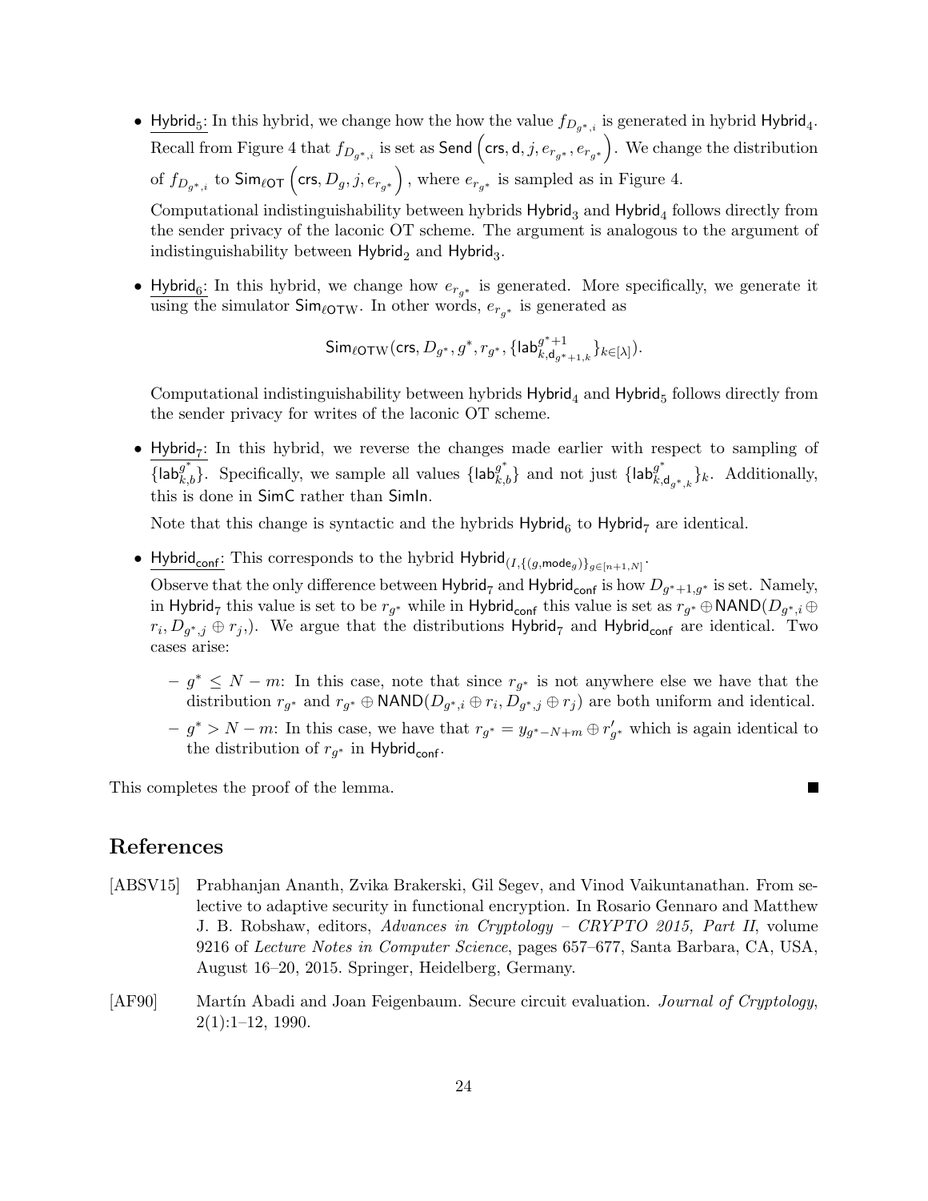- $\underline{\mathsf{Hybrid}_5}$: In this hybrid, we change how the how the value $f_{D_{g^*,i}}$ is generated in hybrid $\mathsf{Hybrid}_4$. Recall from Figure 4 that $f_{D_{g^*,i}}$ is set as $\mathsf{Send}\left(\mathsf{crs}, \mathsf{d}, j, e_{r_{g^*}}, e_{r_{g^*}}\right)$. We change the distribution of $f_{D_{g^*,i}}$ to $\mathsf{Sim}_{\ell\mathsf{OT}}\left(\mathsf{crs}, D_g, j, e_{r_{g^*}}\right)$, where $e_{r_{g^*}}$ is sampled as in Figure 4.

  Computational indistinguishability between hybrids $\mathsf{Hybrid}_3$ and $\mathsf{Hybrid}_4$ follows directly from the sender privacy of the laconic OT scheme. The argument is analogous to the argument of indistinguishability between $\mathsf{Hybrid}_2$ and $\mathsf{Hybrid}_3$.

- $\underline{\mathsf{Hybrid}_6}$: In this hybrid, we change how $e_{r_{g^*}}$ is generated. More specifically, we generate it using the simulator $\mathsf{Sim}_{\ell\mathsf{OTW}}$. In other words, $e_{r_{g^*}}$ is generated as

$$\mathsf{Sim}_{\ell\mathsf{OTW}}(\mathsf{crs}, D_{g^*}, g^*, r_{g^*}, \{\mathsf{lab}^{g^*+1}_{k,\mathsf{d}_{g^*+1,k}}\}_{k\in[\lambda]}).$$

  Computational indistinguishability between hybrids $\mathsf{Hybrid}_4$ and $\mathsf{Hybrid}_5$ follows directly from the sender privacy for writes of the laconic OT scheme.

- $\underline{\mathsf{Hybrid}_7}$: In this hybrid, we reverse the changes made earlier with respect to sampling of $\{\mathsf{lab}^{g^*}_{k,b}\}$. Specifically, we sample all values $\{\mathsf{lab}^{g^*}_{k,b}\}$ and not just $\{\mathsf{lab}^{g^*}_{k,\mathsf{d}_{g^*,k}}\}_k$. Additionally, this is done in $\mathsf{SimC}$ rather than $\mathsf{SimIn}$.

  Note that this change is syntactic and the hybrids $\mathsf{Hybrid}_6$ to $\mathsf{Hybrid}_7$ are identical.

- $\underline{\mathsf{Hybrid}_{\mathsf{conf}}}$: This corresponds to the hybrid $\mathsf{Hybrid}_{(I,\{(g,\mathsf{mode}_g)\}_{g\in[n+1,N]}}$.

  Observe that the only difference between $\mathsf{Hybrid}_7$ and $\mathsf{Hybrid}_{\mathsf{conf}}$ is how $D_{g^*+1,g^*}$ is set. Namely, in $\mathsf{Hybrid}_7$ this value is set to be $r_{g^*}$ while in $\mathsf{Hybrid}_{\mathsf{conf}}$ this value is set as $r_{g^*} \oplus \mathsf{NAND}(D_{g^*,i} \oplus r_i, D_{g^*,j} \oplus r_j,)$. We argue that the distributions $\mathsf{Hybrid}_7$ and $\mathsf{Hybrid}_{\mathsf{conf}}$ are identical. Two cases arise:

  - $g^* \le N - m$: In this case, note that since $r_{g^*}$ is not anywhere else we have that the distribution $r_{g^*}$ and $r_{g^*} \oplus \mathsf{NAND}(D_{g^*,i} \oplus r_i, D_{g^*,j} \oplus r_j)$ are both uniform and identical.
  - $g^* > N - m$: In this case, we have that $r_{g^*} = y_{g^*-N+m} \oplus r'_{g^*}$ which is again identical to the distribution of $r_{g^*}$ in $\mathsf{Hybrid}_{\mathsf{conf}}$.

This completes the proof of the lemma. ■

# References

[ABSV15] Prabhanjan Ananth, Zvika Brakerski, Gil Segev, and Vinod Vaikuntanathan. From selective to adaptive security in functional encryption. In Rosario Gennaro and Matthew J. B. Robshaw, editors, *Advances in Cryptology – CRYPTO 2015, Part II*, volume 9216 of *Lecture Notes in Computer Science*, pages 657–677, Santa Barbara, CA, USA, August 16–20, 2015. Springer, Heidelberg, Germany.

[AF90] Martín Abadi and Joan Feigenbaum. Secure circuit evaluation. *Journal of Cryptology*, 2(1):1–12, 1990.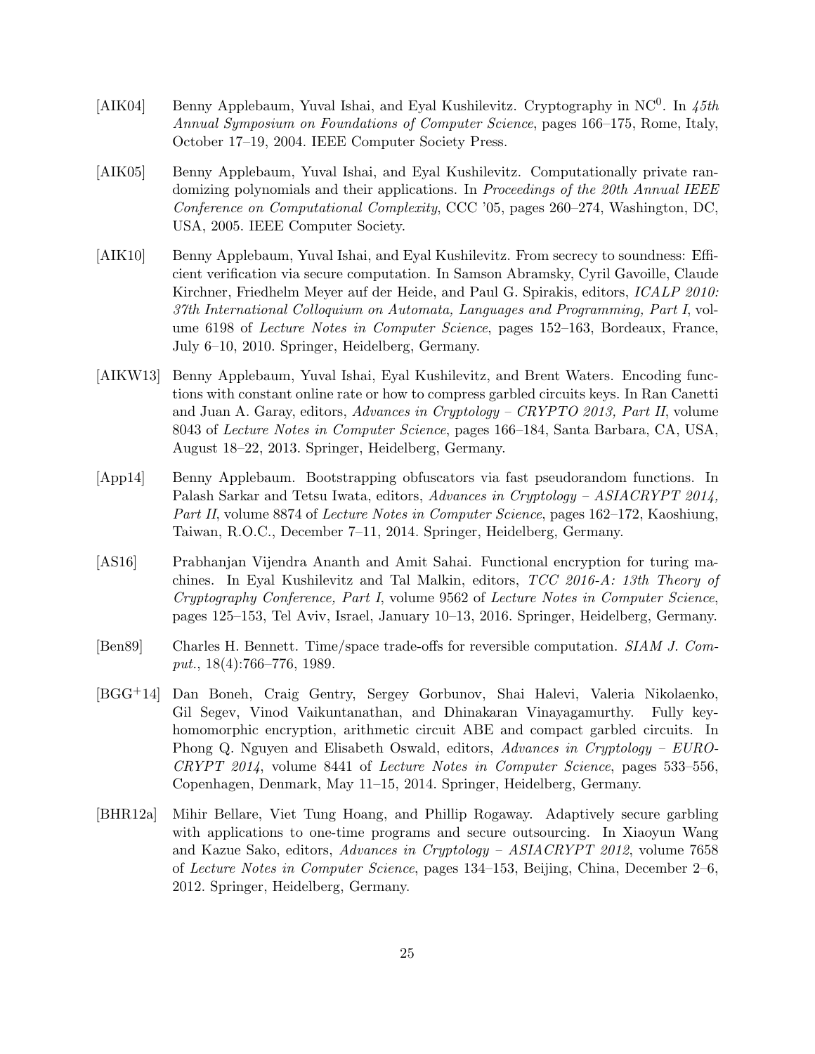[AIK04] Benny Applebaum, Yuval Ishai, and Eyal Kushilevitz. Cryptography in $NC^0$. In *45th Annual Symposium on Foundations of Computer Science*, pages 166–175, Rome, Italy, October 17–19, 2004. IEEE Computer Society Press.

[AIK05] Benny Applebaum, Yuval Ishai, and Eyal Kushilevitz. Computationally private randomizing polynomials and their applications. In *Proceedings of the 20th Annual IEEE Conference on Computational Complexity*, CCC '05, pages 260–274, Washington, DC, USA, 2005. IEEE Computer Society.

[AIK10] Benny Applebaum, Yuval Ishai, and Eyal Kushilevitz. From secrecy to soundness: Efficient verification via secure computation. In Samson Abramsky, Cyril Gavoille, Claude Kirchner, Friedhelm Meyer auf der Heide, and Paul G. Spirakis, editors, *ICALP 2010: 37th International Colloquium on Automata, Languages and Programming, Part I*, volume 6198 of *Lecture Notes in Computer Science*, pages 152–163, Bordeaux, France, July 6–10, 2010. Springer, Heidelberg, Germany.

[AIKW13] Benny Applebaum, Yuval Ishai, Eyal Kushilevitz, and Brent Waters. Encoding functions with constant online rate or how to compress garbled circuits keys. In Ran Canetti and Juan A. Garay, editors, *Advances in Cryptology – CRYPTO 2013, Part II*, volume 8043 of *Lecture Notes in Computer Science*, pages 166–184, Santa Barbara, CA, USA, August 18–22, 2013. Springer, Heidelberg, Germany.

[App14] Benny Applebaum. Bootstrapping obfuscators via fast pseudorandom functions. In Palash Sarkar and Tetsu Iwata, editors, *Advances in Cryptology – ASIACRYPT 2014, Part II*, volume 8874 of *Lecture Notes in Computer Science*, pages 162–172, Kaoshiung, Taiwan, R.O.C., December 7–11, 2014. Springer, Heidelberg, Germany.

[AS16] Prabhanjan Vijendra Ananth and Amit Sahai. Functional encryption for turing machines. In Eyal Kushilevitz and Tal Malkin, editors, *TCC 2016-A: 13th Theory of Cryptography Conference, Part I*, volume 9562 of *Lecture Notes in Computer Science*, pages 125–153, Tel Aviv, Israel, January 10–13, 2016. Springer, Heidelberg, Germany.

[Ben89] Charles H. Bennett. Time/space trade-offs for reversible computation. *SIAM J. Comput.*, 18(4):766–776, 1989.

[BGG+14] Dan Boneh, Craig Gentry, Sergey Gorbunov, Shai Halevi, Valeria Nikolaenko, Gil Segev, Vinod Vaikuntanathan, and Dhinakaran Vinayagamurthy. Fully key-homomorphic encryption, arithmetic circuit ABE and compact garbled circuits. In Phong Q. Nguyen and Elisabeth Oswald, editors, *Advances in Cryptology – EUROCRYPT 2014*, volume 8441 of *Lecture Notes in Computer Science*, pages 533–556, Copenhagen, Denmark, May 11–15, 2014. Springer, Heidelberg, Germany.

[BHR12a] Mihir Bellare, Viet Tung Hoang, and Phillip Rogaway. Adaptively secure garbling with applications to one-time programs and secure outsourcing. In Xiaoyun Wang and Kazue Sako, editors, *Advances in Cryptology – ASIACRYPT 2012*, volume 7658 of *Lecture Notes in Computer Science*, pages 134–153, Beijing, China, December 2–6, 2012. Springer, Heidelberg, Germany.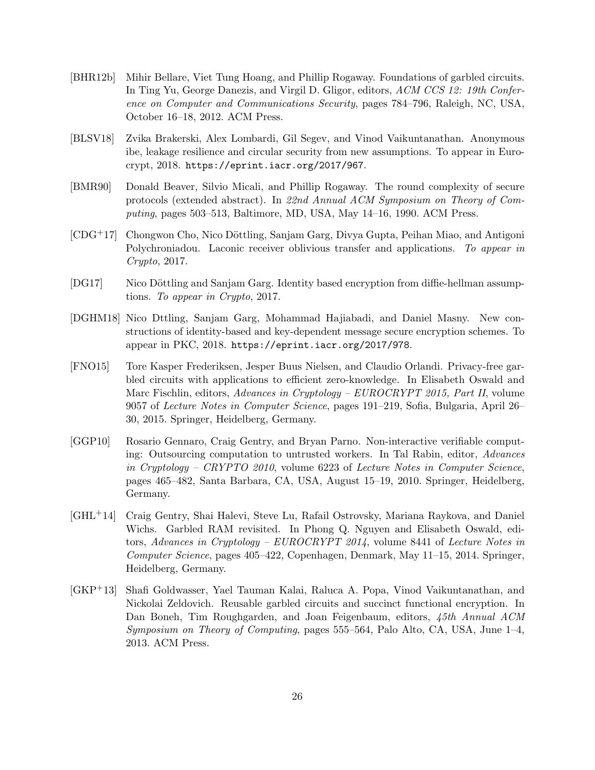- [BHR12b] Mihir Bellare, Viet Tung Hoang, and Phillip Rogaway. Foundations of garbled circuits. In Ting Yu, George Danezis, and Virgil D. Gligor, editors, *ACM CCS 12: 19th Conference on Computer and Communications Security*, pages 784–796, Raleigh, NC, USA, October 16–18, 2012. ACM Press.

- [BLSV18] Zvika Brakerski, Alex Lombardi, Gil Segev, and Vinod Vaikuntanathan. Anonymous ibe, leakage resilience and circular security from new assumptions. To appear in Eurocrypt, 2018. `https://eprint.iacr.org/2017/967`.

- [BMR90] Donald Beaver, Silvio Micali, and Phillip Rogaway. The round complexity of secure protocols (extended abstract). In *22nd Annual ACM Symposium on Theory of Computing*, pages 503–513, Baltimore, MD, USA, May 14–16, 1990. ACM Press.

- [CDG+17] Chongwon Cho, Nico Döttling, Sanjam Garg, Divya Gupta, Peihan Miao, and Antigoni Polychroniadou. Laconic receiver oblivious transfer and applications. *To appear in Crypto*, 2017.

- [DG17] Nico Döttling and Sanjam Garg. Identity based encryption from diffie-hellman assumptions. *To appear in Crypto*, 2017.

- [DGHM18] Nico Dttling, Sanjam Garg, Mohammad Hajiabadi, and Daniel Masny. New constructions of identity-based and key-dependent message secure encryption schemes. To appear in PKC, 2018. `https://eprint.iacr.org/2017/978`.

- [FNO15] Tore Kasper Frederiksen, Jesper Buus Nielsen, and Claudio Orlandi. Privacy-free garbled circuits with applications to efficient zero-knowledge. In Elisabeth Oswald and Marc Fischlin, editors, *Advances in Cryptology – EUROCRYPT 2015, Part II*, volume 9057 of *Lecture Notes in Computer Science*, pages 191–219, Sofia, Bulgaria, April 26–30, 2015. Springer, Heidelberg, Germany.

- [GGP10] Rosario Gennaro, Craig Gentry, and Bryan Parno. Non-interactive verifiable computing: Outsourcing computation to untrusted workers. In Tal Rabin, editor, *Advances in Cryptology – CRYPTO 2010*, volume 6223 of *Lecture Notes in Computer Science*, pages 465–482, Santa Barbara, CA, USA, August 15–19, 2010. Springer, Heidelberg, Germany.

- [GHL+14] Craig Gentry, Shai Halevi, Steve Lu, Rafail Ostrovsky, Mariana Raykova, and Daniel Wichs. Garbled RAM revisited. In Phong Q. Nguyen and Elisabeth Oswald, editors, *Advances in Cryptology – EUROCRYPT 2014*, volume 8441 of *Lecture Notes in Computer Science*, pages 405–422, Copenhagen, Denmark, May 11–15, 2014. Springer, Heidelberg, Germany.

- [GKP+13] Shafi Goldwasser, Yael Tauman Kalai, Raluca A. Popa, Vinod Vaikuntanathan, and Nickolai Zeldovich. Reusable garbled circuits and succinct functional encryption. In Dan Boneh, Tim Roughgarden, and Joan Feigenbaum, editors, *45th Annual ACM Symposium on Theory of Computing*, pages 555–564, Palo Alto, CA, USA, June 1–4, 2013. ACM Press.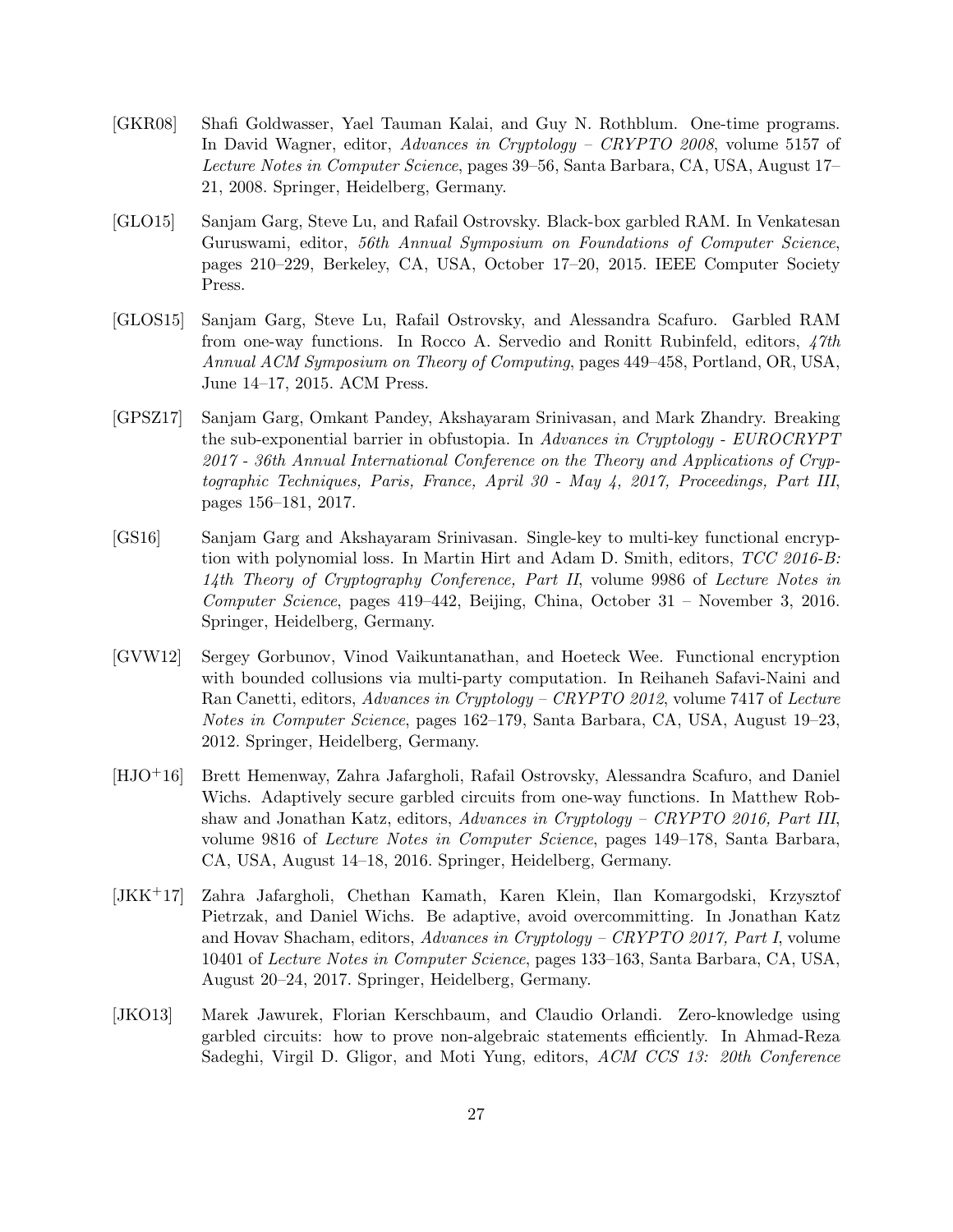[GKR08] Shafi Goldwasser, Yael Tauman Kalai, and Guy N. Rothblum. One-time programs. In David Wagner, editor, *Advances in Cryptology – CRYPTO 2008*, volume 5157 of *Lecture Notes in Computer Science*, pages 39–56, Santa Barbara, CA, USA, August 17–21, 2008. Springer, Heidelberg, Germany.

[GLO15] Sanjam Garg, Steve Lu, and Rafail Ostrovsky. Black-box garbled RAM. In Venkatesan Guruswami, editor, *56th Annual Symposium on Foundations of Computer Science*, pages 210–229, Berkeley, CA, USA, October 17–20, 2015. IEEE Computer Society Press.

[GLOS15] Sanjam Garg, Steve Lu, Rafail Ostrovsky, and Alessandra Scafuro. Garbled RAM from one-way functions. In Rocco A. Servedio and Ronitt Rubinfeld, editors, *47th Annual ACM Symposium on Theory of Computing*, pages 449–458, Portland, OR, USA, June 14–17, 2015. ACM Press.

[GPSZ17] Sanjam Garg, Omkant Pandey, Akshayaram Srinivasan, and Mark Zhandry. Breaking the sub-exponential barrier in obfustopia. In *Advances in Cryptology - EUROCRYPT 2017 - 36th Annual International Conference on the Theory and Applications of Cryptographic Techniques, Paris, France, April 30 - May 4, 2017, Proceedings, Part III*, pages 156–181, 2017.

[GS16] Sanjam Garg and Akshayaram Srinivasan. Single-key to multi-key functional encryption with polynomial loss. In Martin Hirt and Adam D. Smith, editors, *TCC 2016-B: 14th Theory of Cryptography Conference, Part II*, volume 9986 of *Lecture Notes in Computer Science*, pages 419–442, Beijing, China, October 31 – November 3, 2016. Springer, Heidelberg, Germany.

[GVW12] Sergey Gorbunov, Vinod Vaikuntanathan, and Hoeteck Wee. Functional encryption with bounded collusions via multi-party computation. In Reihaneh Safavi-Naini and Ran Canetti, editors, *Advances in Cryptology – CRYPTO 2012*, volume 7417 of *Lecture Notes in Computer Science*, pages 162–179, Santa Barbara, CA, USA, August 19–23, 2012. Springer, Heidelberg, Germany.

[HJO+16] Brett Hemenway, Zahra Jafargholi, Rafail Ostrovsky, Alessandra Scafuro, and Daniel Wichs. Adaptively secure garbled circuits from one-way functions. In Matthew Robshaw and Jonathan Katz, editors, *Advances in Cryptology – CRYPTO 2016, Part III*, volume 9816 of *Lecture Notes in Computer Science*, pages 149–178, Santa Barbara, CA, USA, August 14–18, 2016. Springer, Heidelberg, Germany.

[JKK+17] Zahra Jafargholi, Chethan Kamath, Karen Klein, Ilan Komargodski, Krzysztof Pietrzak, and Daniel Wichs. Be adaptive, avoid overcommitting. In Jonathan Katz and Hovav Shacham, editors, *Advances in Cryptology – CRYPTO 2017, Part I*, volume 10401 of *Lecture Notes in Computer Science*, pages 133–163, Santa Barbara, CA, USA, August 20–24, 2017. Springer, Heidelberg, Germany.

[JKO13] Marek Jawurek, Florian Kerschbaum, and Claudio Orlandi. Zero-knowledge using garbled circuits: how to prove non-algebraic statements efficiently. In Ahmad-Reza Sadeghi, Virgil D. Gligor, and Moti Yung, editors, *ACM CCS 13: 20th Conference*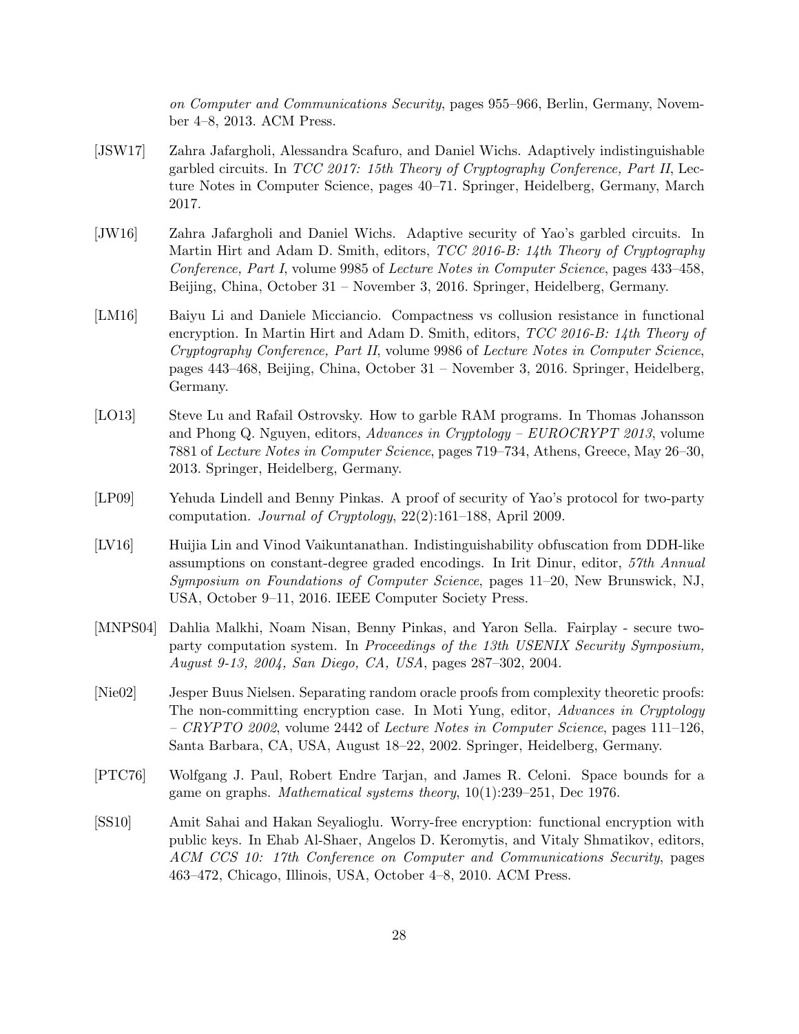*on Computer and Communications Security*, pages 955–966, Berlin, Germany, November 4–8, 2013. ACM Press.

[JSW17] Zahra Jafargholi, Alessandra Scafuro, and Daniel Wichs. Adaptively indistinguishable garbled circuits. In *TCC 2017: 15th Theory of Cryptography Conference, Part II*, Lecture Notes in Computer Science, pages 40–71. Springer, Heidelberg, Germany, March 2017.

[JW16] Zahra Jafargholi and Daniel Wichs. Adaptive security of Yao's garbled circuits. In Martin Hirt and Adam D. Smith, editors, *TCC 2016-B: 14th Theory of Cryptography Conference, Part I*, volume 9985 of *Lecture Notes in Computer Science*, pages 433–458, Beijing, China, October 31 – November 3, 2016. Springer, Heidelberg, Germany.

[LM16] Baiyu Li and Daniele Micciancio. Compactness vs collusion resistance in functional encryption. In Martin Hirt and Adam D. Smith, editors, *TCC 2016-B: 14th Theory of Cryptography Conference, Part II*, volume 9986 of *Lecture Notes in Computer Science*, pages 443–468, Beijing, China, October 31 – November 3, 2016. Springer, Heidelberg, Germany.

[LO13] Steve Lu and Rafail Ostrovsky. How to garble RAM programs. In Thomas Johansson and Phong Q. Nguyen, editors, *Advances in Cryptology – EUROCRYPT 2013*, volume 7881 of *Lecture Notes in Computer Science*, pages 719–734, Athens, Greece, May 26–30, 2013. Springer, Heidelberg, Germany.

[LP09] Yehuda Lindell and Benny Pinkas. A proof of security of Yao's protocol for two-party computation. *Journal of Cryptology*, 22(2):161–188, April 2009.

[LV16] Huijia Lin and Vinod Vaikuntanathan. Indistinguishability obfuscation from DDH-like assumptions on constant-degree graded encodings. In Irit Dinur, editor, *57th Annual Symposium on Foundations of Computer Science*, pages 11–20, New Brunswick, NJ, USA, October 9–11, 2016. IEEE Computer Society Press.

[MNPS04] Dahlia Malkhi, Noam Nisan, Benny Pinkas, and Yaron Sella. Fairplay - secure two-party computation system. In *Proceedings of the 13th USENIX Security Symposium, August 9-13, 2004, San Diego, CA, USA*, pages 287–302, 2004.

[Nie02] Jesper Buus Nielsen. Separating random oracle proofs from complexity theoretic proofs: The non-committing encryption case. In Moti Yung, editor, *Advances in Cryptology – CRYPTO 2002*, volume 2442 of *Lecture Notes in Computer Science*, pages 111–126, Santa Barbara, CA, USA, August 18–22, 2002. Springer, Heidelberg, Germany.

[PTC76] Wolfgang J. Paul, Robert Endre Tarjan, and James R. Celoni. Space bounds for a game on graphs. *Mathematical systems theory*, 10(1):239–251, Dec 1976.

[SS10] Amit Sahai and Hakan Seyalioglu. Worry-free encryption: functional encryption with public keys. In Ehab Al-Shaer, Angelos D. Keromytis, and Vitaly Shmatikov, editors, *ACM CCS 10: 17th Conference on Computer and Communications Security*, pages 463–472, Chicago, Illinois, USA, October 4–8, 2010. ACM Press.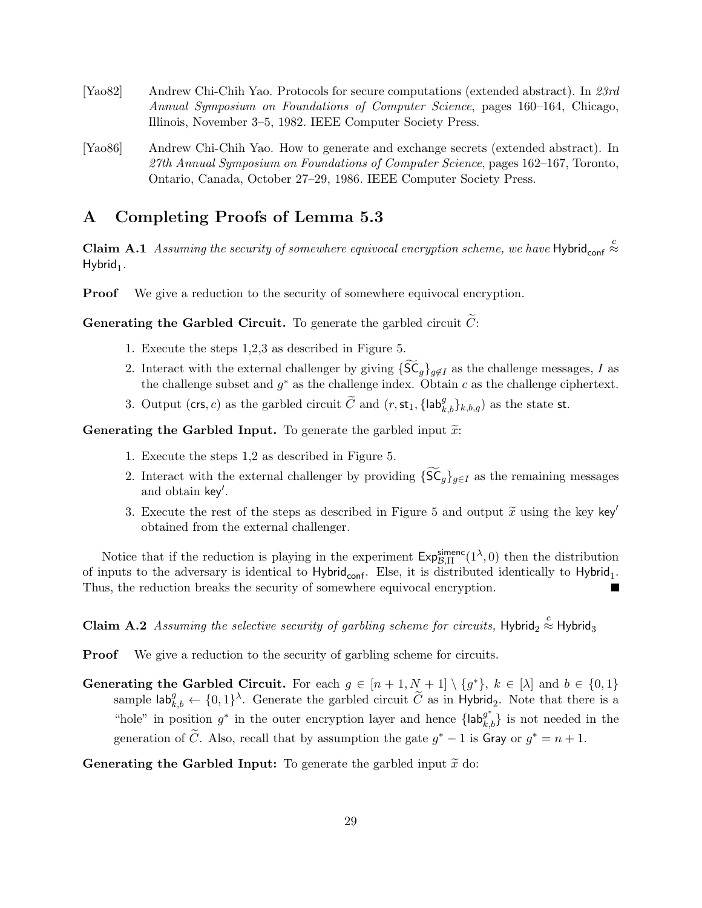[Yao82] Andrew Chi-Chih Yao. Protocols for secure computations (extended abstract). In *23rd Annual Symposium on Foundations of Computer Science*, pages 160–164, Chicago, Illinois, November 3–5, 1982. IEEE Computer Society Press.

[Yao86] Andrew Chi-Chih Yao. How to generate and exchange secrets (extended abstract). In *27th Annual Symposium on Foundations of Computer Science*, pages 162–167, Toronto, Ontario, Canada, October 27–29, 1986. IEEE Computer Society Press.

# A Completing Proofs of Lemma 5.3

**Claim A.1** *Assuming the security of somewhere equivocal encryption scheme, we have* $\mathsf{Hybrid}_{\mathsf{conf}} \stackrel{c}{\approx} \mathsf{Hybrid}_1$.

**Proof** We give a reduction to the security of somewhere equivocal encryption.

**Generating the Garbled Circuit.** To generate the garbled circuit $\widetilde{C}$:

1. Execute the steps 1,2,3 as described in Figure 5.
2. Interact with the external challenger by giving $\{\widetilde{\mathsf{SC}}_g\}_{g \notin I}$ as the challenge messages, $I$ as the challenge subset and $g^*$ as the challenge index. Obtain $c$ as the challenge ciphertext.
3. Output $(\mathsf{crs}, c)$ as the garbled circuit $\widetilde{C}$ and $(r, \mathsf{st}_1, \{\mathsf{lab}^g_{k,b}\}_{k,b,g})$ as the state $\mathsf{st}$.

**Generating the Garbled Input.** To generate the garbled input $\widetilde{x}$:

1. Execute the steps 1,2 as described in Figure 5.
2. Interact with the external challenger by providing $\{\widetilde{\mathsf{SC}}_g\}_{g \in I}$ as the remaining messages and obtain $\mathsf{key}'$.
3. Execute the rest of the steps as described in Figure 5 and output $\widetilde{x}$ using the key $\mathsf{key}'$ obtained from the external challenger.

Notice that if the reduction is playing in the experiment $\mathsf{Exp}^{\mathsf{simenc}}_{\mathcal{B},\Pi}(1^\lambda, 0)$ then the distribution of inputs to the adversary is identical to $\mathsf{Hybrid}_{\mathsf{conf}}$. Else, it is distributed identically to $\mathsf{Hybrid}_1$. Thus, the reduction breaks the security of somewhere equivocal encryption. ∎

**Claim A.2** *Assuming the selective security of garbling scheme for circuits,* $\mathsf{Hybrid}_2 \stackrel{c}{\approx} \mathsf{Hybrid}_3$

**Proof** We give a reduction to the security of garbling scheme for circuits.

**Generating the Garbled Circuit.** For each $g \in [n+1, N+1] \setminus \{g^*\}$, $k \in [\lambda]$ and $b \in \{0,1\}$ sample $\mathsf{lab}^g_{k,b} \leftarrow \{0,1\}^\lambda$. Generate the garbled circuit $\widetilde{C}$ as in $\mathsf{Hybrid}_2$. Note that there is a "hole" in position $g^*$ in the outer encryption layer and hence $\{\mathsf{lab}^{g^*}_{k,b}\}$ is not needed in the generation of $\widetilde{C}$. Also, recall that by assumption the gate $g^* - 1$ is $\mathsf{Gray}$ or $g^* = n+1$.

**Generating the Garbled Input:** To generate the garbled input $\widetilde{x}$ do: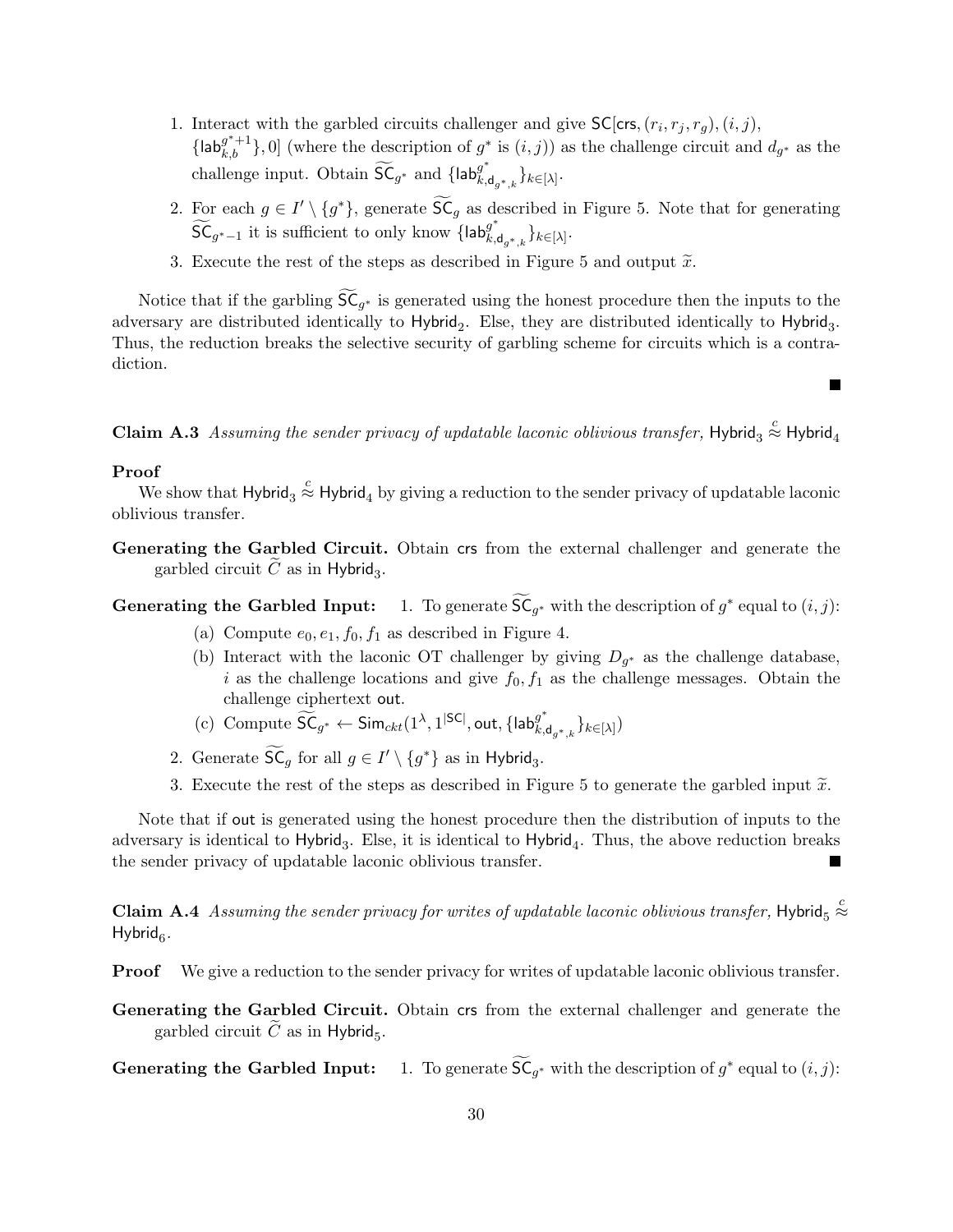1. Interact with the garbled circuits challenger and give $\mathsf{SC}[\mathsf{crs}, (r_i, r_j, r_g), (i,j), \{\mathsf{lab}_{k,b}^{g^*+1}\}, 0]$ (where the description of $g^*$ is $(i,j)$) as the challenge circuit and $d_{g^*}$ as the challenge input. Obtain $\widetilde{\mathsf{SC}}_{g^*}$ and $\{\mathsf{lab}_{k,\mathsf{d}_{g^*,k}}^{g^*}\}_{k\in[\lambda]}$.
2. For each $g \in I' \setminus \{g^*\}$, generate $\widetilde{\mathsf{SC}}_g$ as described in Figure 5. Note that for generating $\widetilde{\mathsf{SC}}_{g^*-1}$ it is sufficient to only know $\{\mathsf{lab}_{k,\mathsf{d}_{g^*,k}}^{g^*}\}_{k\in[\lambda]}$.
3. Execute the rest of the steps as described in Figure 5 and output $\widetilde{x}$.

Notice that if the garbling $\widetilde{\mathsf{SC}}_{g^*}$ is generated using the honest procedure then the inputs to the adversary are distributed identically to $\mathsf{Hybrid}_2$. Else, they are distributed identically to $\mathsf{Hybrid}_3$. Thus, the reduction breaks the selective security of garbling scheme for circuits which is a contradiction. ■

**Claim A.3** *Assuming the sender privacy of updatable laconic oblivious transfer,* $\mathsf{Hybrid}_3 \overset{c}{\approx} \mathsf{Hybrid}_4$

**Proof**

We show that $\mathsf{Hybrid}_3 \overset{c}{\approx} \mathsf{Hybrid}_4$ by giving a reduction to the sender privacy of updatable laconic oblivious transfer.

**Generating the Garbled Circuit.** Obtain $\mathsf{crs}$ from the external challenger and generate the garbled circuit $\widetilde{C}$ as in $\mathsf{Hybrid}_3$.

**Generating the Garbled Input:**

1. To generate $\widetilde{\mathsf{SC}}_{g^*}$ with the description of $g^*$ equal to $(i,j)$:
   (a) Compute $e_0, e_1, f_0, f_1$ as described in Figure 4.
   (b) Interact with the laconic OT challenger by giving $D_{g^*}$ as the challenge database, $i$ as the challenge locations and give $f_0, f_1$ as the challenge messages. Obtain the challenge ciphertext $\mathsf{out}$.
   (c) Compute $\widetilde{\mathsf{SC}}_{g^*} \leftarrow \mathsf{Sim}_{ckt}(1^\lambda, 1^{|\mathsf{SC}|}, \mathsf{out}, \{\mathsf{lab}_{k,\mathsf{d}_{g^*,k}}^{g^*}\}_{k\in[\lambda]})$
2. Generate $\widetilde{\mathsf{SC}}_g$ for all $g \in I' \setminus \{g^*\}$ as in $\mathsf{Hybrid}_3$.
3. Execute the rest of the steps as described in Figure 5 to generate the garbled input $\widetilde{x}$.

Note that if $\mathsf{out}$ is generated using the honest procedure then the distribution of inputs to the adversary is identical to $\mathsf{Hybrid}_3$. Else, it is identical to $\mathsf{Hybrid}_4$. Thus, the above reduction breaks the sender privacy of updatable laconic oblivious transfer. ■

**Claim A.4** *Assuming the sender privacy for writes of updatable laconic oblivious transfer,* $\mathsf{Hybrid}_5 \overset{c}{\approx} \mathsf{Hybrid}_6$.

**Proof** We give a reduction to the sender privacy for writes of updatable laconic oblivious transfer.

**Generating the Garbled Circuit.** Obtain $\mathsf{crs}$ from the external challenger and generate the garbled circuit $\widetilde{C}$ as in $\mathsf{Hybrid}_5$.

**Generating the Garbled Input:**

1. To generate $\widetilde{\mathsf{SC}}_{g^*}$ with the description of $g^*$ equal to $(i,j)$: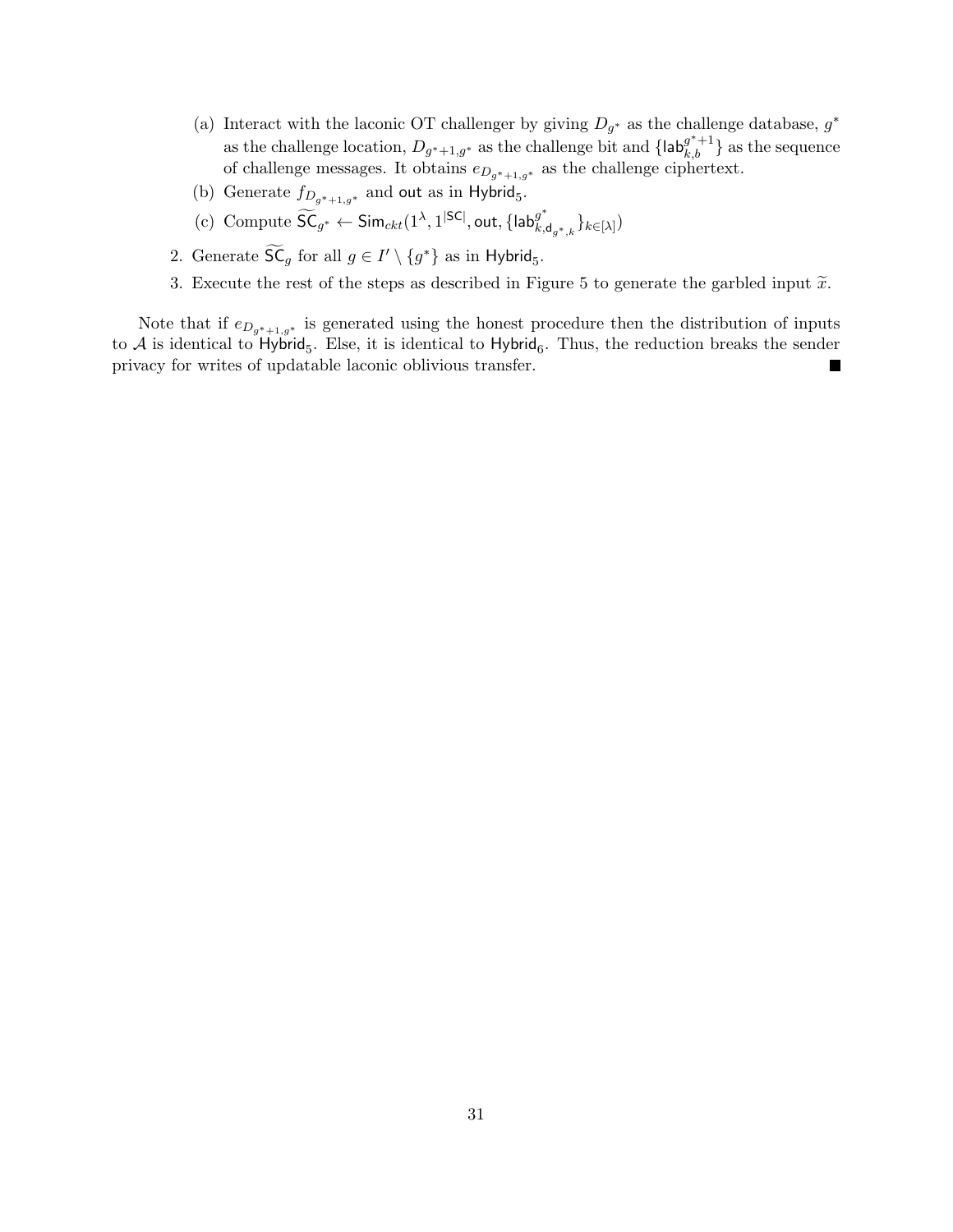(a) Interact with the laconic OT challenger by giving $D_{g^*}$ as the challenge database, $g^*$ as the challenge location, $D_{g^*+1,g^*}$ as the challenge bit and $\{\mathsf{lab}_{k,b}^{g^*+1}\}$ as the sequence of challenge messages. It obtains $e_{D_{g^*+1,g^*}}$ as the challenge ciphertext.

(b) Generate $f_{D_{g^*+1,g^*}}$ and $\mathsf{out}$ as in $\mathsf{Hybrid}_5$.

(c) Compute $\widetilde{\mathsf{SC}}_{g^*} \leftarrow \mathsf{Sim}_{ckt}(1^\lambda, 1^{|\mathsf{SC}|}, \mathsf{out}, \{\mathsf{lab}_{k,\mathsf{d}_{g^*,k}}^{g^*}\}_{k\in[\lambda]})$

2. Generate $\widetilde{\mathsf{SC}}_g$ for all $g \in I' \setminus \{g^*\}$ as in $\mathsf{Hybrid}_5$.

3. Execute the rest of the steps as described in Figure 5 to generate the garbled input $\widetilde{x}$.

Note that if $e_{D_{g^*+1,g^*}}$ is generated using the honest procedure then the distribution of inputs to $\mathcal{A}$ is identical to $\mathsf{Hybrid}_5$. Else, it is identical to $\mathsf{Hybrid}_6$. Thus, the reduction breaks the sender privacy for writes of updatable laconic oblivious transfer. ■